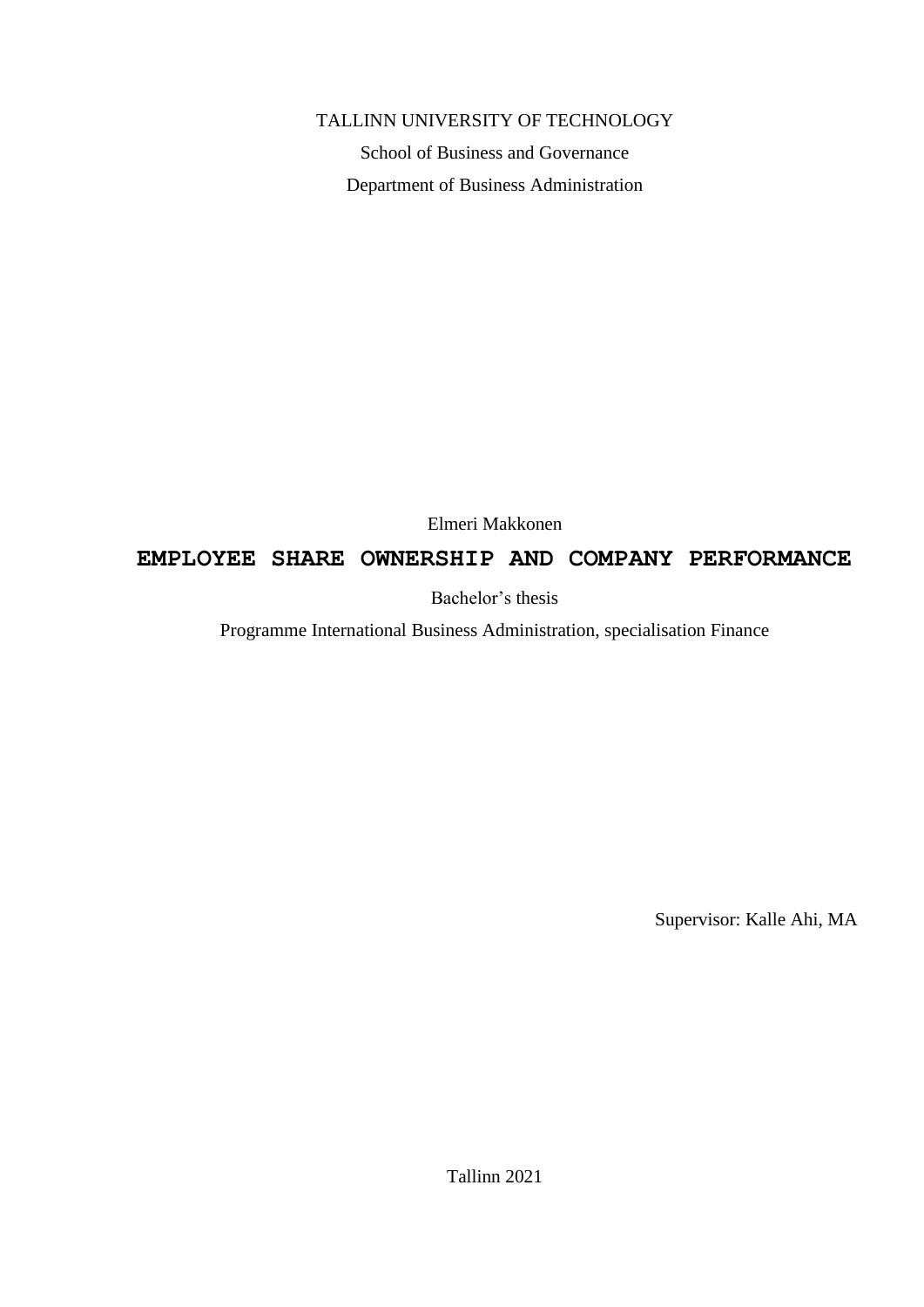TALLINN UNIVERSITY OF TECHNOLOGY

School of Business and Governance

Department of Business Administration

Elmeri Makkonen

# EMPLOYEE SHARE OWNERSHIP AND COMPANY PERFORMANCE

Bachelor's thesis

Programme International Business Administration, specialisation Finance

Supervisor: Kalle Ahi, MA

Tallinn 2021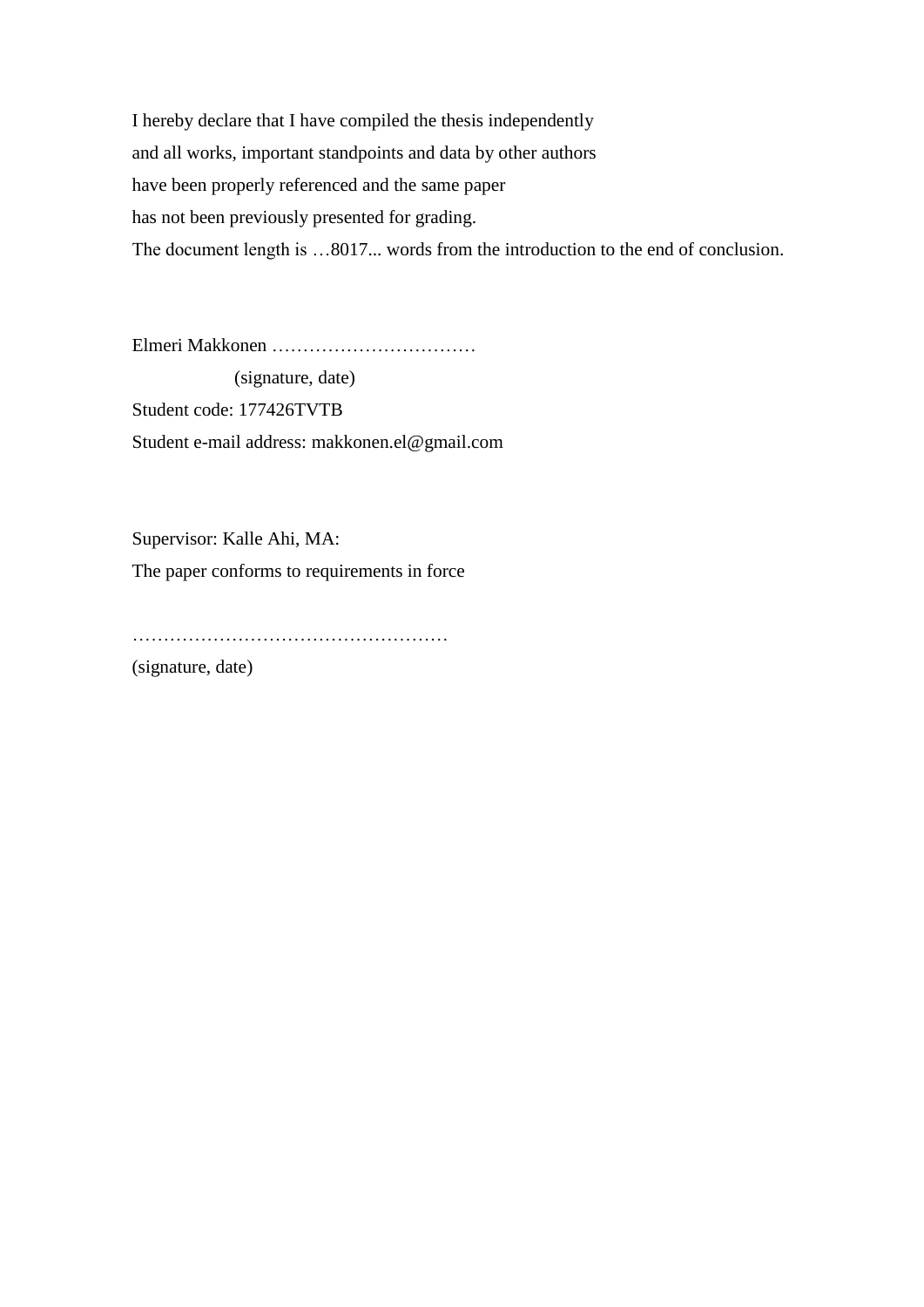I hereby declare that I have compiled the thesis independently  
and all works, important standpoints and data by other authors  
have been properly referenced and the same paper  
has not been previously presented for grading.  
The document length is …8017... words from the introduction to the end of conclusion.

Elmeri Makkonen ……………………………  
(signature, date)  
Student code: 177426TVTB  
Student e-mail address: makkonen.el@gmail.com

Supervisor: Kalle Ahi, MA:  
The paper conforms to requirements in force

……………………………………………  
(signature, date)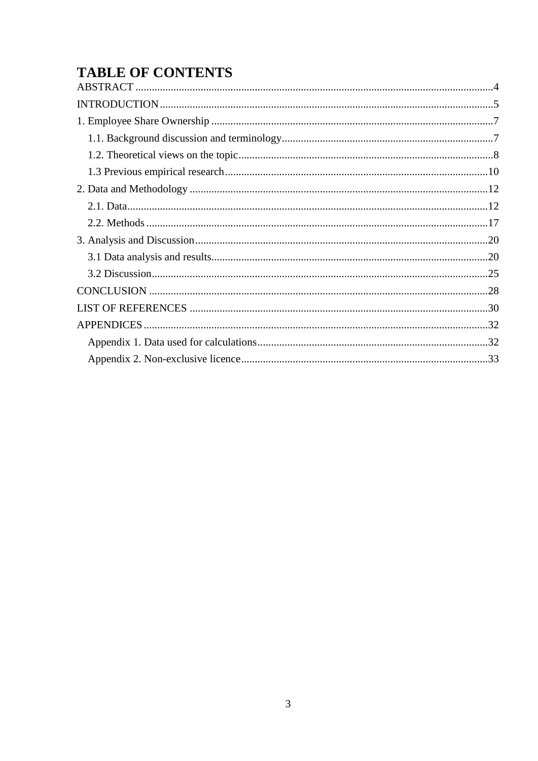# TABLE OF CONTENTS

ABSTRACT ....................................................................................................................................4

INTRODUCTION...........................................................................................................................5

1. Employee Share Ownership ........................................................................................................7

   1.1. Background discussion and terminology...............................................................................7

   1.2. Theoretical views on the topic..............................................................................................8

   1.3 Previous empirical research.................................................................................................10

2. Data and Methodology ..............................................................................................................12

   2.1. Data.....................................................................................................................................12

   2.2. Methods ..............................................................................................................................17

3. Analysis and Discussion............................................................................................................20

   3.1 Data analysis and results......................................................................................................20

   3.2 Discussion............................................................................................................................25

CONCLUSION .............................................................................................................................28

LIST OF REFERENCES ..............................................................................................................30

APPENDICES...............................................................................................................................32

   Appendix 1. Data used for calculations.....................................................................................32

   Appendix 2. Non-exclusive licence...........................................................................................33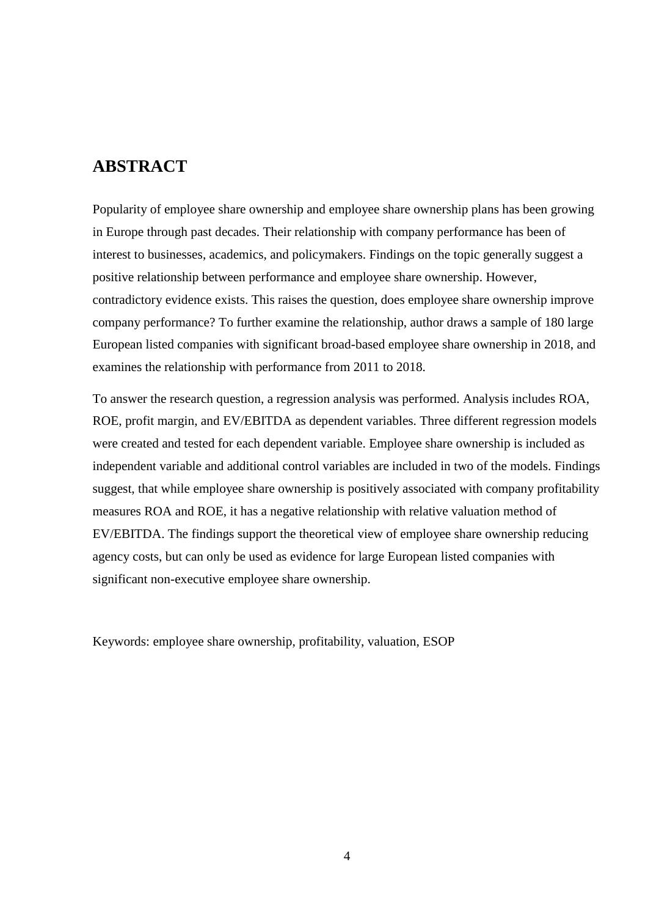# ABSTRACT

Popularity of employee share ownership and employee share ownership plans has been growing in Europe through past decades. Their relationship with company performance has been of interest to businesses, academics, and policymakers. Findings on the topic generally suggest a positive relationship between performance and employee share ownership. However, contradictory evidence exists. This raises the question, does employee share ownership improve company performance? To further examine the relationship, author draws a sample of 180 large European listed companies with significant broad-based employee share ownership in 2018, and examines the relationship with performance from 2011 to 2018.

To answer the research question, a regression analysis was performed. Analysis includes ROA, ROE, profit margin, and EV/EBITDA as dependent variables. Three different regression models were created and tested for each dependent variable. Employee share ownership is included as independent variable and additional control variables are included in two of the models. Findings suggest, that while employee share ownership is positively associated with company profitability measures ROA and ROE, it has a negative relationship with relative valuation method of EV/EBITDA. The findings support the theoretical view of employee share ownership reducing agency costs, but can only be used as evidence for large European listed companies with significant non-executive employee share ownership.

Keywords: employee share ownership, profitability, valuation, ESOP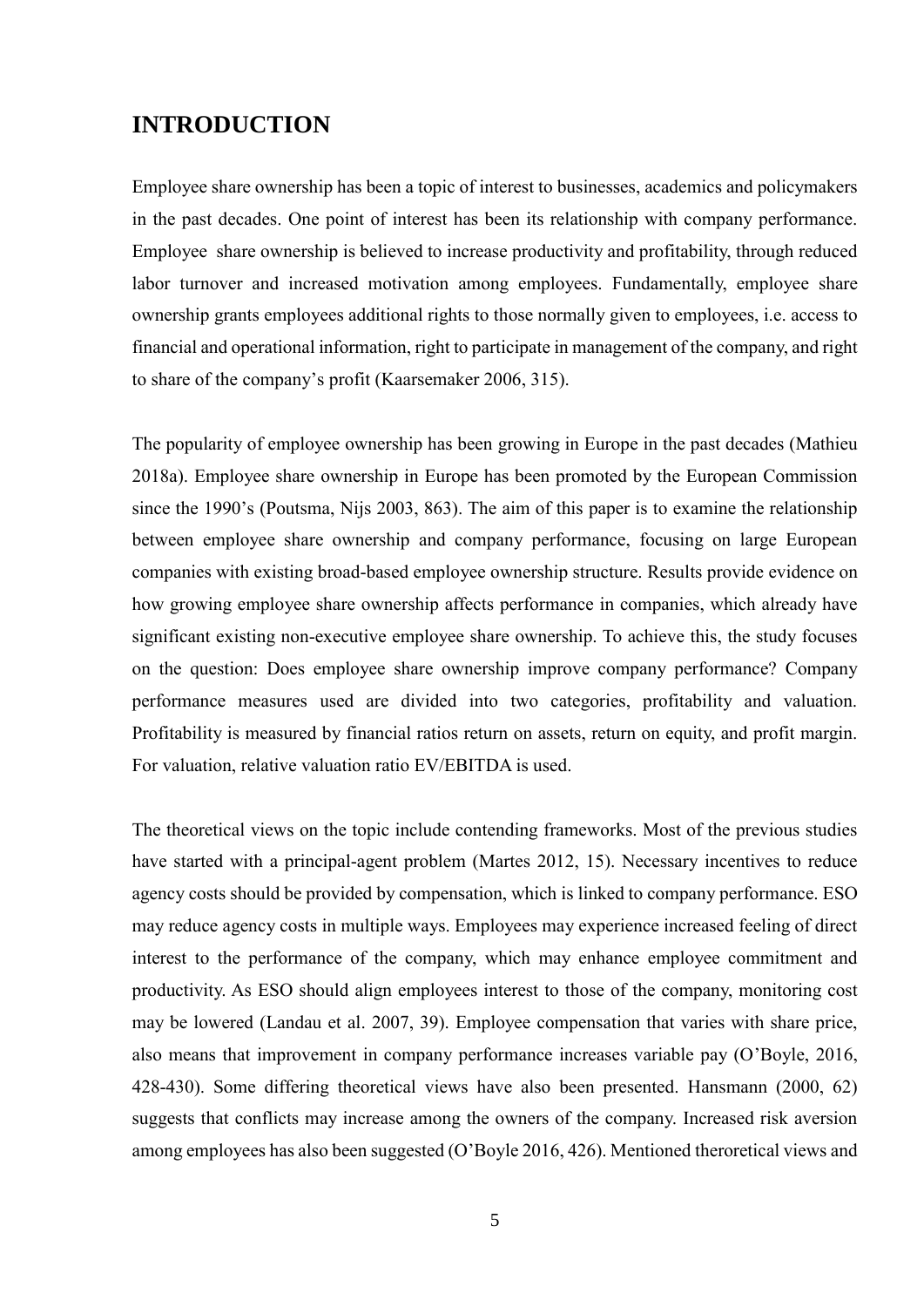# INTRODUCTION

Employee share ownership has been a topic of interest to businesses, academics and policymakers in the past decades. One point of interest has been its relationship with company performance. Employee share ownership is believed to increase productivity and profitability, through reduced labor turnover and increased motivation among employees. Fundamentally, employee share ownership grants employees additional rights to those normally given to employees, i.e. access to financial and operational information, right to participate in management of the company, and right to share of the company's profit (Kaarsemaker 2006, 315).

The popularity of employee ownership has been growing in Europe in the past decades (Mathieu 2018a). Employee share ownership in Europe has been promoted by the European Commission since the 1990's (Poutsma, Nijs 2003, 863). The aim of this paper is to examine the relationship between employee share ownership and company performance, focusing on large European companies with existing broad-based employee ownership structure. Results provide evidence on how growing employee share ownership affects performance in companies, which already have significant existing non-executive employee share ownership. To achieve this, the study focuses on the question: Does employee share ownership improve company performance? Company performance measures used are divided into two categories, profitability and valuation. Profitability is measured by financial ratios return on assets, return on equity, and profit margin. For valuation, relative valuation ratio EV/EBITDA is used.

The theoretical views on the topic include contending frameworks. Most of the previous studies have started with a principal-agent problem (Martes 2012, 15). Necessary incentives to reduce agency costs should be provided by compensation, which is linked to company performance. ESO may reduce agency costs in multiple ways. Employees may experience increased feeling of direct interest to the performance of the company, which may enhance employee commitment and productivity. As ESO should align employees interest to those of the company, monitoring cost may be lowered (Landau et al. 2007, 39). Employee compensation that varies with share price, also means that improvement in company performance increases variable pay (O'Boyle, 2016, 428-430). Some differing theoretical views have also been presented. Hansmann (2000, 62) suggests that conflicts may increase among the owners of the company. Increased risk aversion among employees has also been suggested (O'Boyle 2016, 426). Mentioned theroretical views and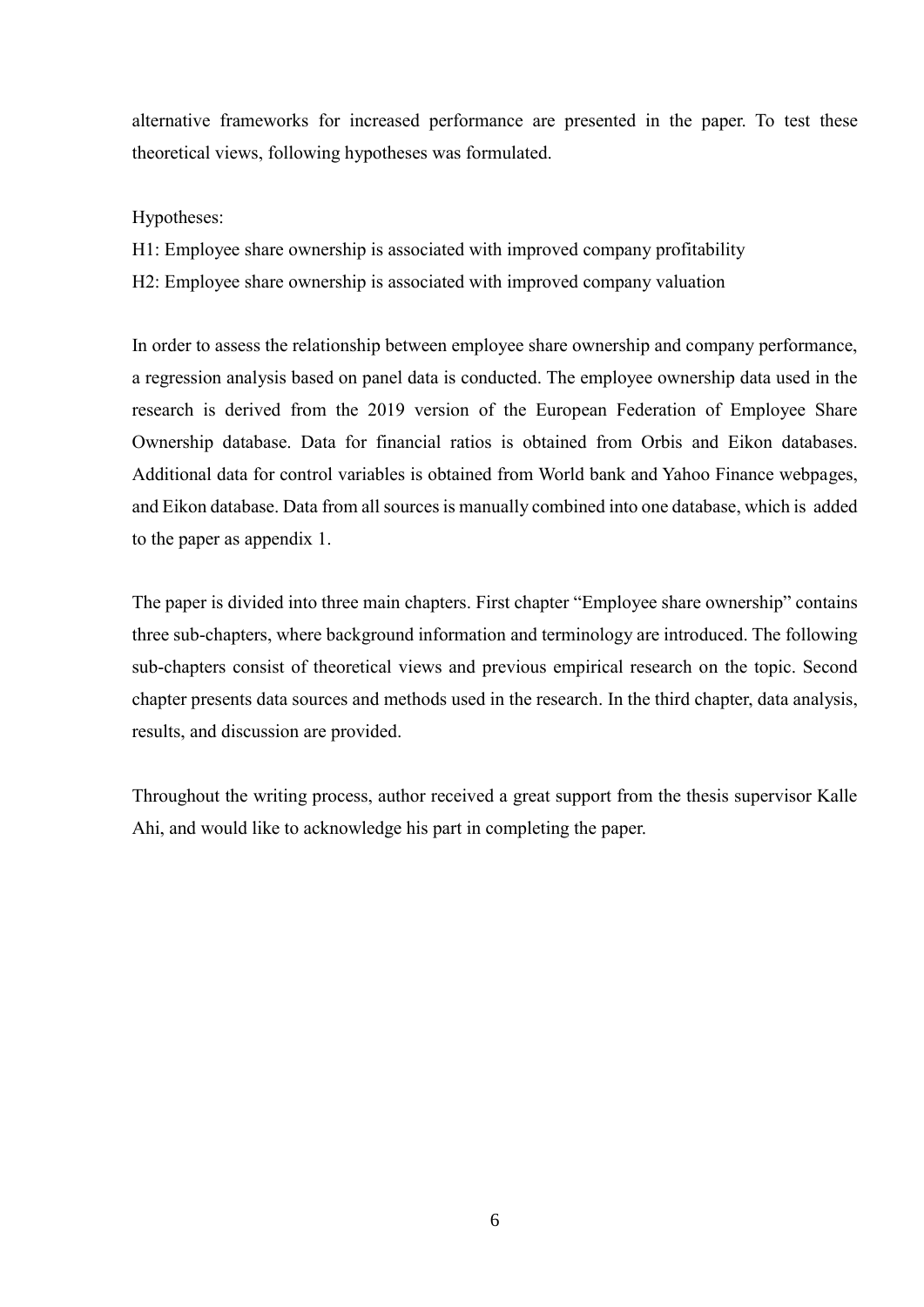alternative frameworks for increased performance are presented in the paper. To test these theoretical views, following hypotheses was formulated.

Hypotheses:

H1: Employee share ownership is associated with improved company profitability

H2: Employee share ownership is associated with improved company valuation

In order to assess the relationship between employee share ownership and company performance, a regression analysis based on panel data is conducted. The employee ownership data used in the research is derived from the 2019 version of the European Federation of Employee Share Ownership database. Data for financial ratios is obtained from Orbis and Eikon databases. Additional data for control variables is obtained from World bank and Yahoo Finance webpages, and Eikon database. Data from all sources is manually combined into one database, which is added to the paper as appendix 1.

The paper is divided into three main chapters. First chapter "Employee share ownership" contains three sub-chapters, where background information and terminology are introduced. The following sub-chapters consist of theoretical views and previous empirical research on the topic. Second chapter presents data sources and methods used in the research. In the third chapter, data analysis, results, and discussion are provided.

Throughout the writing process, author received a great support from the thesis supervisor Kalle Ahi, and would like to acknowledge his part in completing the paper.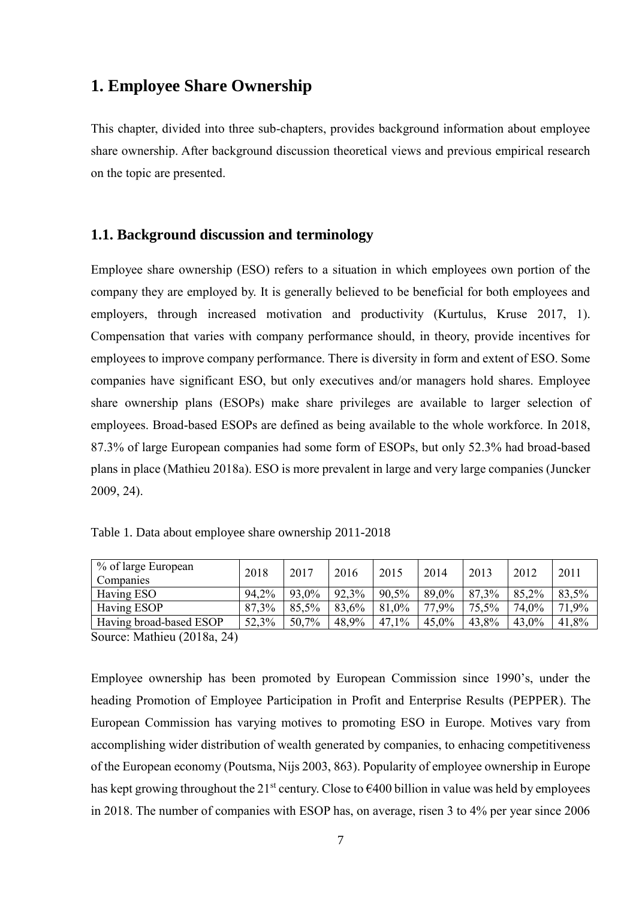# 1. Employee Share Ownership

This chapter, divided into three sub-chapters, provides background information about employee share ownership. After background discussion theoretical views and previous empirical research on the topic are presented.

## 1.1. Background discussion and terminology

Employee share ownership (ESO) refers to a situation in which employees own portion of the company they are employed by. It is generally believed to be beneficial for both employees and employers, through increased motivation and productivity (Kurtulus, Kruse 2017, 1). Compensation that varies with company performance should, in theory, provide incentives for employees to improve company performance. There is diversity in form and extent of ESO. Some companies have significant ESO, but only executives and/or managers hold shares. Employee share ownership plans (ESOPs) make share privileges are available to larger selection of employees. Broad-based ESOPs are defined as being available to the whole workforce. In 2018, 87.3% of large European companies had some form of ESOPs, but only 52.3% had broad-based plans in place (Mathieu 2018a). ESO is more prevalent in large and very large companies (Juncker 2009, 24).

Table 1. Data about employee share ownership 2011-2018

| % of large European Companies | 2018 | 2017 | 2016 | 2015 | 2014 | 2013 | 2012 | 2011 |
|---|---|---|---|---|---|---|---|---|
| Having ESO | 94,2% | 93,0% | 92,3% | 90,5% | 89,0% | 87,3% | 85,2% | 83,5% |
| Having ESOP | 87,3% | 85,5% | 83,6% | 81,0% | 77,9% | 75,5% | 74,0% | 71,9% |
| Having broad-based ESOP | 52,3% | 50,7% | 48,9% | 47,1% | 45,0% | 43,8% | 43,0% | 41,8% |

Source: Mathieu (2018a, 24)

Employee ownership has been promoted by European Commission since 1990's, under the heading Promotion of Employee Participation in Profit and Enterprise Results (PEPPER). The European Commission has varying motives to promoting ESO in Europe. Motives vary from accomplishing wider distribution of wealth generated by companies, to enhacing competitiveness of the European economy (Poutsma, Nijs 2003, 863). Popularity of employee ownership in Europe has kept growing throughout the 21st century. Close to €400 billion in value was held by employees in 2018. The number of companies with ESOP has, on average, risen 3 to 4% per year since 2006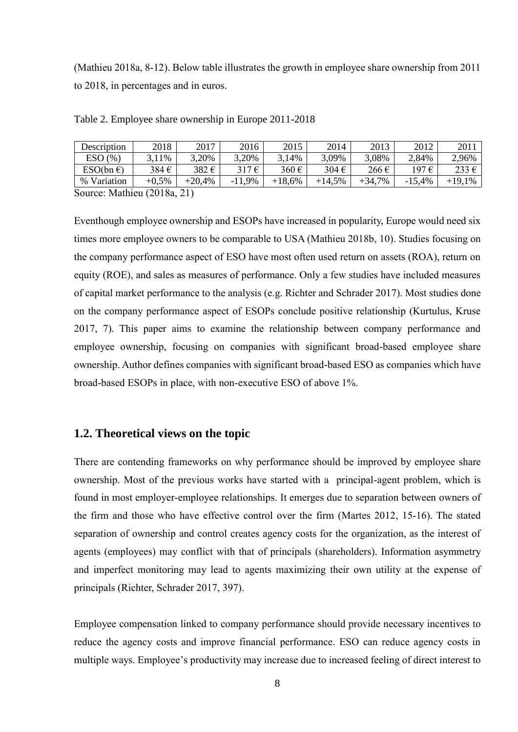(Mathieu 2018a, 8-12). Below table illustrates the growth in employee share ownership from 2011 to 2018, in percentages and in euros.

Table 2. Employee share ownership in Europe 2011-2018

| Description | 2018 | 2017 | 2016 | 2015 | 2014 | 2013 | 2012 | 2011 |
|---|---|---|---|---|---|---|---|---|
| ESO (%) | 3,11% | 3,20% | 3,20% | 3,14% | 3,09% | 3,08% | 2,84% | 2,96% |
| ESO(bn €) | 384 € | 382 € | 317 € | 360 € | 304 € | 266 € | 197 € | 233 € |
| % Variation | +0,5% | +20,4% | -11,9% | +18,6% | +14,5% | +34,7% | -15,4% | +19,1% |

Source: Mathieu (2018a, 21)

Eventhough employee ownership and ESOPs have increased in popularity, Europe would need six times more employee owners to be comparable to USA (Mathieu 2018b, 10). Studies focusing on the company performance aspect of ESO have most often used return on assets (ROA), return on equity (ROE), and sales as measures of performance. Only a few studies have included measures of capital market performance to the analysis (e.g. Richter and Schrader 2017). Most studies done on the company performance aspect of ESOPs conclude positive relationship (Kurtulus, Kruse 2017, 7). This paper aims to examine the relationship between company performance and employee ownership, focusing on companies with significant broad-based employee share ownership. Author defines companies with significant broad-based ESO as companies which have broad-based ESOPs in place, with non-executive ESO of above 1%.

## 1.2. Theoretical views on the topic

There are contending frameworks on why performance should be improved by employee share ownership. Most of the previous works have started with a principal-agent problem, which is found in most employer-employee relationships. It emerges due to separation between owners of the firm and those who have effective control over the firm (Martes 2012, 15-16). The stated separation of ownership and control creates agency costs for the organization, as the interest of agents (employees) may conflict with that of principals (shareholders). Information asymmetry and imperfect monitoring may lead to agents maximizing their own utility at the expense of principals (Richter, Schrader 2017, 397).

Employee compensation linked to company performance should provide necessary incentives to reduce the agency costs and improve financial performance. ESO can reduce agency costs in multiple ways. Employee's productivity may increase due to increased feeling of direct interest to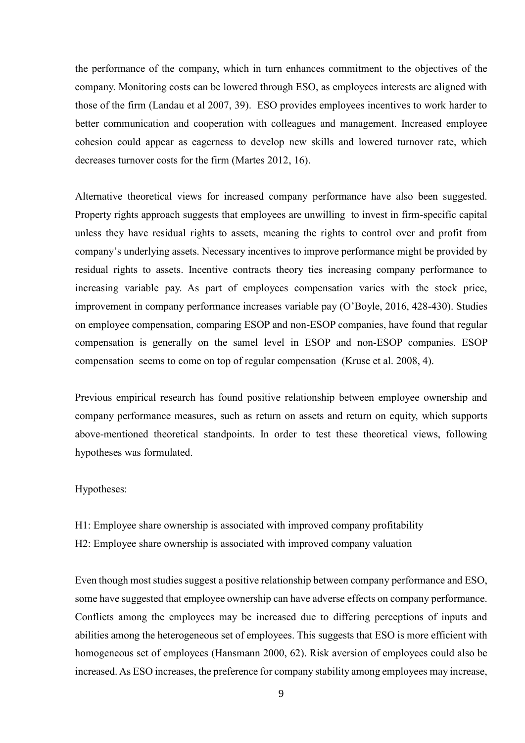the performance of the company, which in turn enhances commitment to the objectives of the company. Monitoring costs can be lowered through ESO, as employees interests are aligned with those of the firm (Landau et al 2007, 39). ESO provides employees incentives to work harder to better communication and cooperation with colleagues and management. Increased employee cohesion could appear as eagerness to develop new skills and lowered turnover rate, which decreases turnover costs for the firm (Martes 2012, 16).

Alternative theoretical views for increased company performance have also been suggested. Property rights approach suggests that employees are unwilling to invest in firm-specific capital unless they have residual rights to assets, meaning the rights to control over and profit from company's underlying assets. Necessary incentives to improve performance might be provided by residual rights to assets. Incentive contracts theory ties increasing company performance to increasing variable pay. As part of employees compensation varies with the stock price, improvement in company performance increases variable pay (O'Boyle, 2016, 428-430). Studies on employee compensation, comparing ESOP and non-ESOP companies, have found that regular compensation is generally on the samel level in ESOP and non-ESOP companies. ESOP compensation seems to come on top of regular compensation (Kruse et al. 2008, 4).

Previous empirical research has found positive relationship between employee ownership and company performance measures, such as return on assets and return on equity, which supports above-mentioned theoretical standpoints. In order to test these theoretical views, following hypotheses was formulated.

Hypotheses:

H1: Employee share ownership is associated with improved company profitability
H2: Employee share ownership is associated with improved company valuation

Even though most studies suggest a positive relationship between company performance and ESO, some have suggested that employee ownership can have adverse effects on company performance. Conflicts among the employees may be increased due to differing perceptions of inputs and abilities among the heterogeneous set of employees. This suggests that ESO is more efficient with homogeneous set of employees (Hansmann 2000, 62). Risk aversion of employees could also be increased. As ESO increases, the preference for company stability among employees may increase,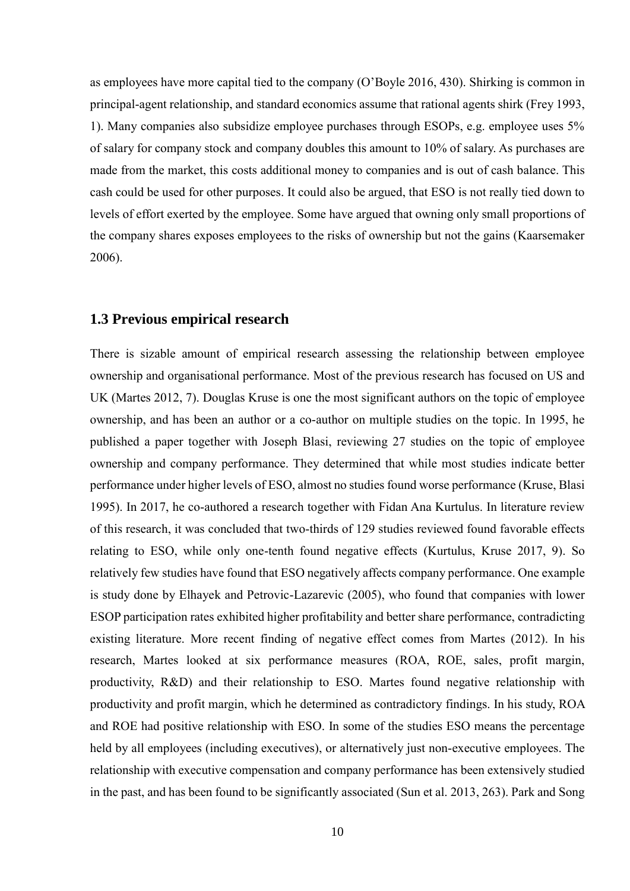as employees have more capital tied to the company (O'Boyle 2016, 430). Shirking is common in principal-agent relationship, and standard economics assume that rational agents shirk (Frey 1993, 1). Many companies also subsidize employee purchases through ESOPs, e.g. employee uses 5% of salary for company stock and company doubles this amount to 10% of salary. As purchases are made from the market, this costs additional money to companies and is out of cash balance. This cash could be used for other purposes. It could also be argued, that ESO is not really tied down to levels of effort exerted by the employee. Some have argued that owning only small proportions of the company shares exposes employees to the risks of ownership but not the gains (Kaarsemaker 2006).

## 1.3 Previous empirical research

There is sizable amount of empirical research assessing the relationship between employee ownership and organisational performance. Most of the previous research has focused on US and UK (Martes 2012, 7). Douglas Kruse is one the most significant authors on the topic of employee ownership, and has been an author or a co-author on multiple studies on the topic. In 1995, he published a paper together with Joseph Blasi, reviewing 27 studies on the topic of employee ownership and company performance. They determined that while most studies indicate better performance under higher levels of ESO, almost no studies found worse performance (Kruse, Blasi 1995). In 2017, he co-authored a research together with Fidan Ana Kurtulus. In literature review of this research, it was concluded that two-thirds of 129 studies reviewed found favorable effects relating to ESO, while only one-tenth found negative effects (Kurtulus, Kruse 2017, 9). So relatively few studies have found that ESO negatively affects company performance. One example is study done by Elhayek and Petrovic-Lazarevic (2005), who found that companies with lower ESOP participation rates exhibited higher profitability and better share performance, contradicting existing literature. More recent finding of negative effect comes from Martes (2012). In his research, Martes looked at six performance measures (ROA, ROE, sales, profit margin, productivity, R&D) and their relationship to ESO. Martes found negative relationship with productivity and profit margin, which he determined as contradictory findings. In his study, ROA and ROE had positive relationship with ESO. In some of the studies ESO means the percentage held by all employees (including executives), or alternatively just non-executive employees. The relationship with executive compensation and company performance has been extensively studied in the past, and has been found to be significantly associated (Sun et al. 2013, 263). Park and Song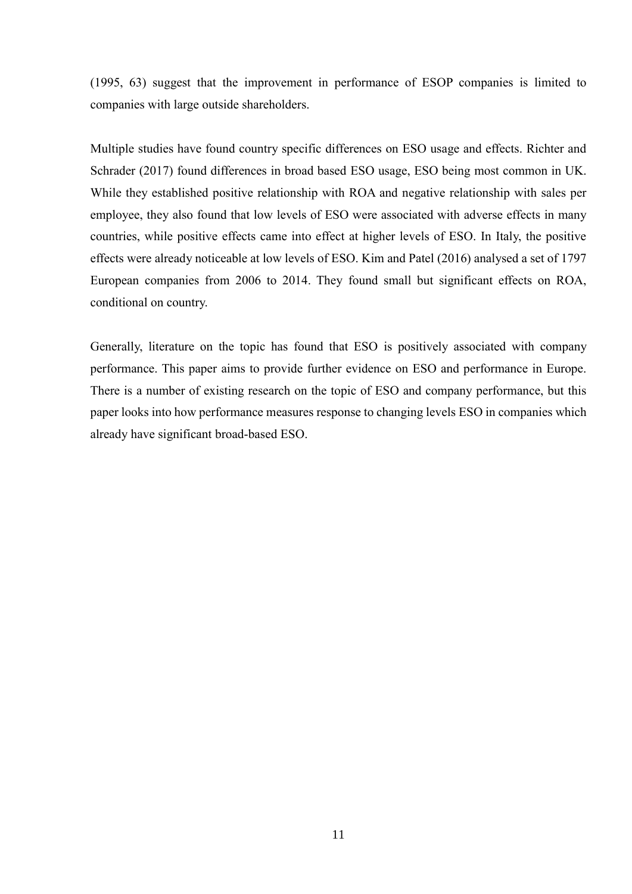(1995, 63) suggest that the improvement in performance of ESOP companies is limited to companies with large outside shareholders.

Multiple studies have found country specific differences on ESO usage and effects. Richter and Schrader (2017) found differences in broad based ESO usage, ESO being most common in UK. While they established positive relationship with ROA and negative relationship with sales per employee, they also found that low levels of ESO were associated with adverse effects in many countries, while positive effects came into effect at higher levels of ESO. In Italy, the positive effects were already noticeable at low levels of ESO. Kim and Patel (2016) analysed a set of 1797 European companies from 2006 to 2014. They found small but significant effects on ROA, conditional on country.

Generally, literature on the topic has found that ESO is positively associated with company performance. This paper aims to provide further evidence on ESO and performance in Europe. There is a number of existing research on the topic of ESO and company performance, but this paper looks into how performance measures response to changing levels ESO in companies which already have significant broad-based ESO.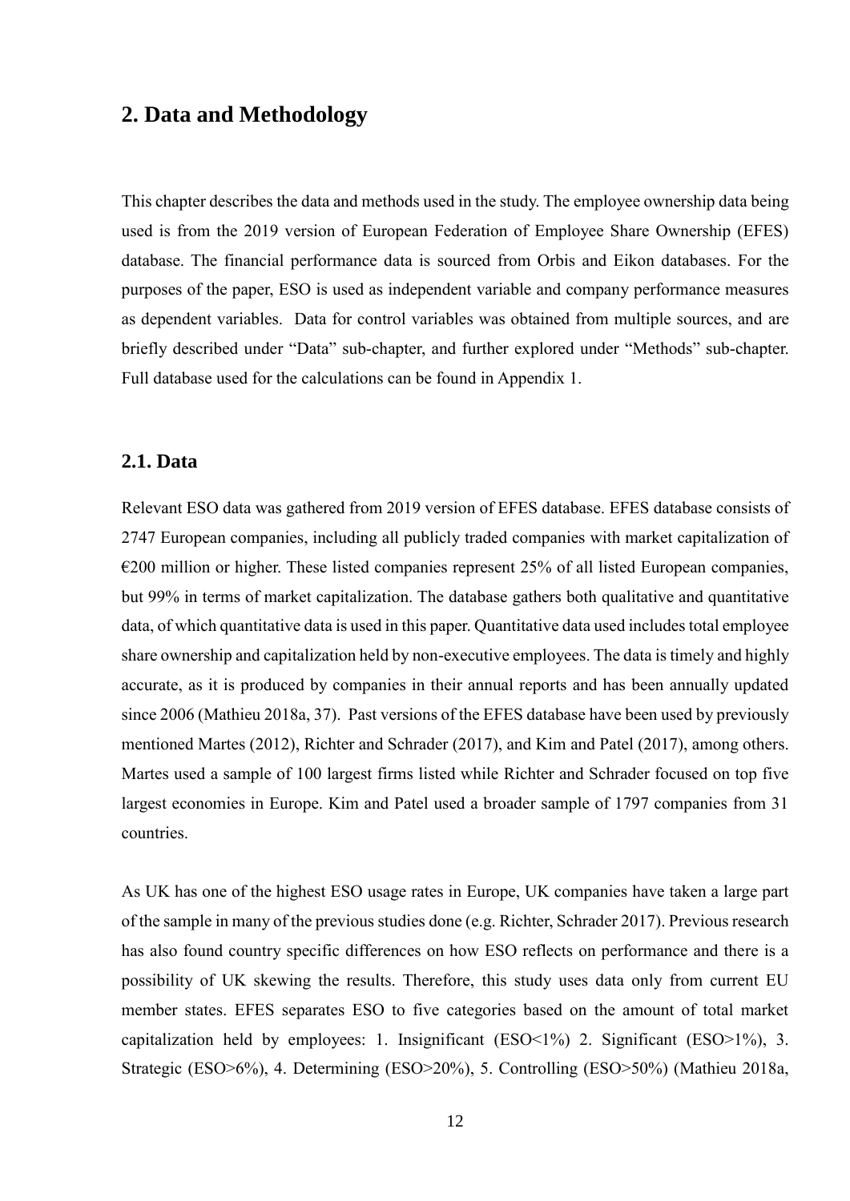# 2. Data and Methodology

This chapter describes the data and methods used in the study. The employee ownership data being used is from the 2019 version of European Federation of Employee Share Ownership (EFES) database. The financial performance data is sourced from Orbis and Eikon databases. For the purposes of the paper, ESO is used as independent variable and company performance measures as dependent variables. Data for control variables was obtained from multiple sources, and are briefly described under "Data" sub-chapter, and further explored under "Methods" sub-chapter. Full database used for the calculations can be found in Appendix 1.

## 2.1. Data

Relevant ESO data was gathered from 2019 version of EFES database. EFES database consists of 2747 European companies, including all publicly traded companies with market capitalization of €200 million or higher. These listed companies represent 25% of all listed European companies, but 99% in terms of market capitalization. The database gathers both qualitative and quantitative data, of which quantitative data is used in this paper. Quantitative data used includes total employee share ownership and capitalization held by non-executive employees. The data is timely and highly accurate, as it is produced by companies in their annual reports and has been annually updated since 2006 (Mathieu 2018a, 37). Past versions of the EFES database have been used by previously mentioned Martes (2012), Richter and Schrader (2017), and Kim and Patel (2017), among others. Martes used a sample of 100 largest firms listed while Richter and Schrader focused on top five largest economies in Europe. Kim and Patel used a broader sample of 1797 companies from 31 countries.

As UK has one of the highest ESO usage rates in Europe, UK companies have taken a large part of the sample in many of the previous studies done (e.g. Richter, Schrader 2017). Previous research has also found country specific differences on how ESO reflects on performance and there is a possibility of UK skewing the results. Therefore, this study uses data only from current EU member states. EFES separates ESO to five categories based on the amount of total market capitalization held by employees: 1. Insignificant (ESO<1%) 2. Significant (ESO>1%), 3. Strategic (ESO>6%), 4. Determining (ESO>20%), 5. Controlling (ESO>50%) (Mathieu 2018a,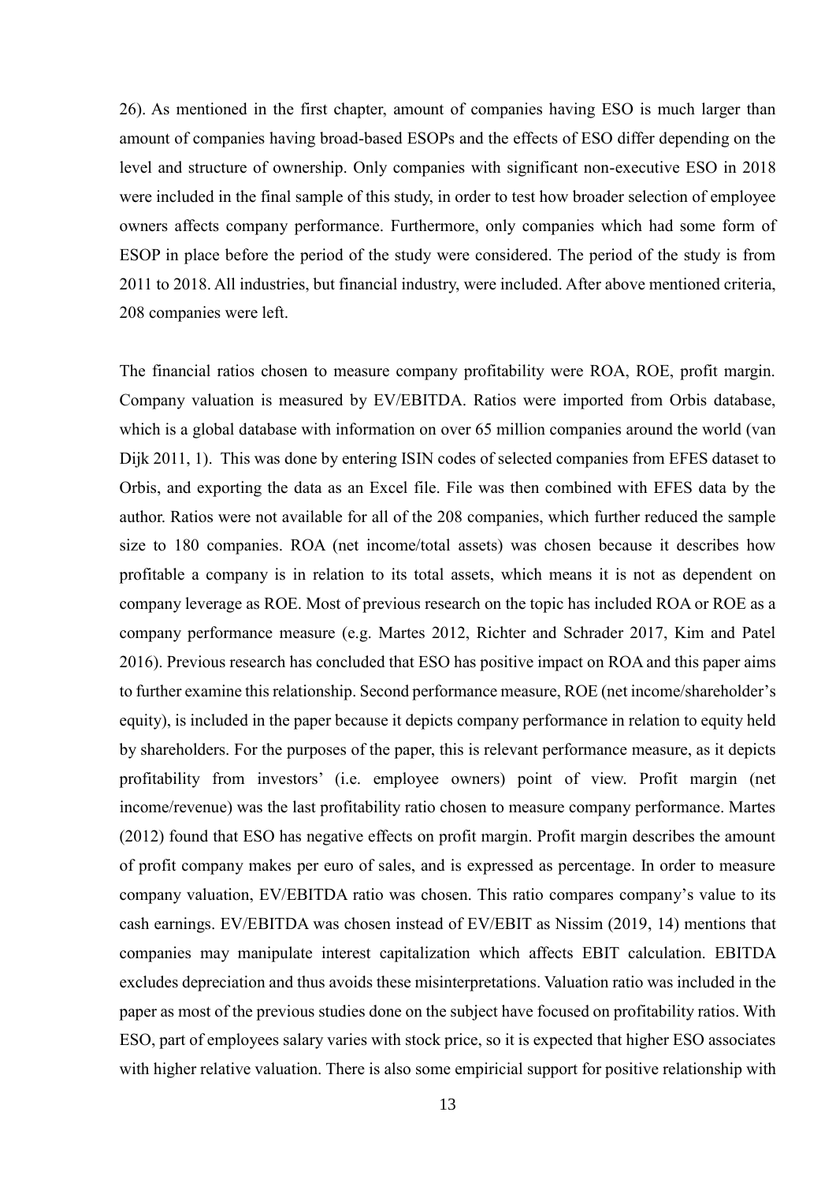26). As mentioned in the first chapter, amount of companies having ESO is much larger than amount of companies having broad-based ESOPs and the effects of ESO differ depending on the level and structure of ownership. Only companies with significant non-executive ESO in 2018 were included in the final sample of this study, in order to test how broader selection of employee owners affects company performance. Furthermore, only companies which had some form of ESOP in place before the period of the study were considered. The period of the study is from 2011 to 2018. All industries, but financial industry, were included. After above mentioned criteria, 208 companies were left.

The financial ratios chosen to measure company profitability were ROA, ROE, profit margin. Company valuation is measured by EV/EBITDA. Ratios were imported from Orbis database, which is a global database with information on over 65 million companies around the world (van Dijk 2011, 1). This was done by entering ISIN codes of selected companies from EFES dataset to Orbis, and exporting the data as an Excel file. File was then combined with EFES data by the author. Ratios were not available for all of the 208 companies, which further reduced the sample size to 180 companies. ROA (net income/total assets) was chosen because it describes how profitable a company is in relation to its total assets, which means it is not as dependent on company leverage as ROE. Most of previous research on the topic has included ROA or ROE as a company performance measure (e.g. Martes 2012, Richter and Schrader 2017, Kim and Patel 2016). Previous research has concluded that ESO has positive impact on ROA and this paper aims to further examine this relationship. Second performance measure, ROE (net income/shareholder's equity), is included in the paper because it depicts company performance in relation to equity held by shareholders. For the purposes of the paper, this is relevant performance measure, as it depicts profitability from investors' (i.e. employee owners) point of view. Profit margin (net income/revenue) was the last profitability ratio chosen to measure company performance. Martes (2012) found that ESO has negative effects on profit margin. Profit margin describes the amount of profit company makes per euro of sales, and is expressed as percentage. In order to measure company valuation, EV/EBITDA ratio was chosen. This ratio compares company's value to its cash earnings. EV/EBITDA was chosen instead of EV/EBIT as Nissim (2019, 14) mentions that companies may manipulate interest capitalization which affects EBIT calculation. EBITDA excludes depreciation and thus avoids these misinterpretations. Valuation ratio was included in the paper as most of the previous studies done on the subject have focused on profitability ratios. With ESO, part of employees salary varies with stock price, so it is expected that higher ESO associates with higher relative valuation. There is also some empiricial support for positive relationship with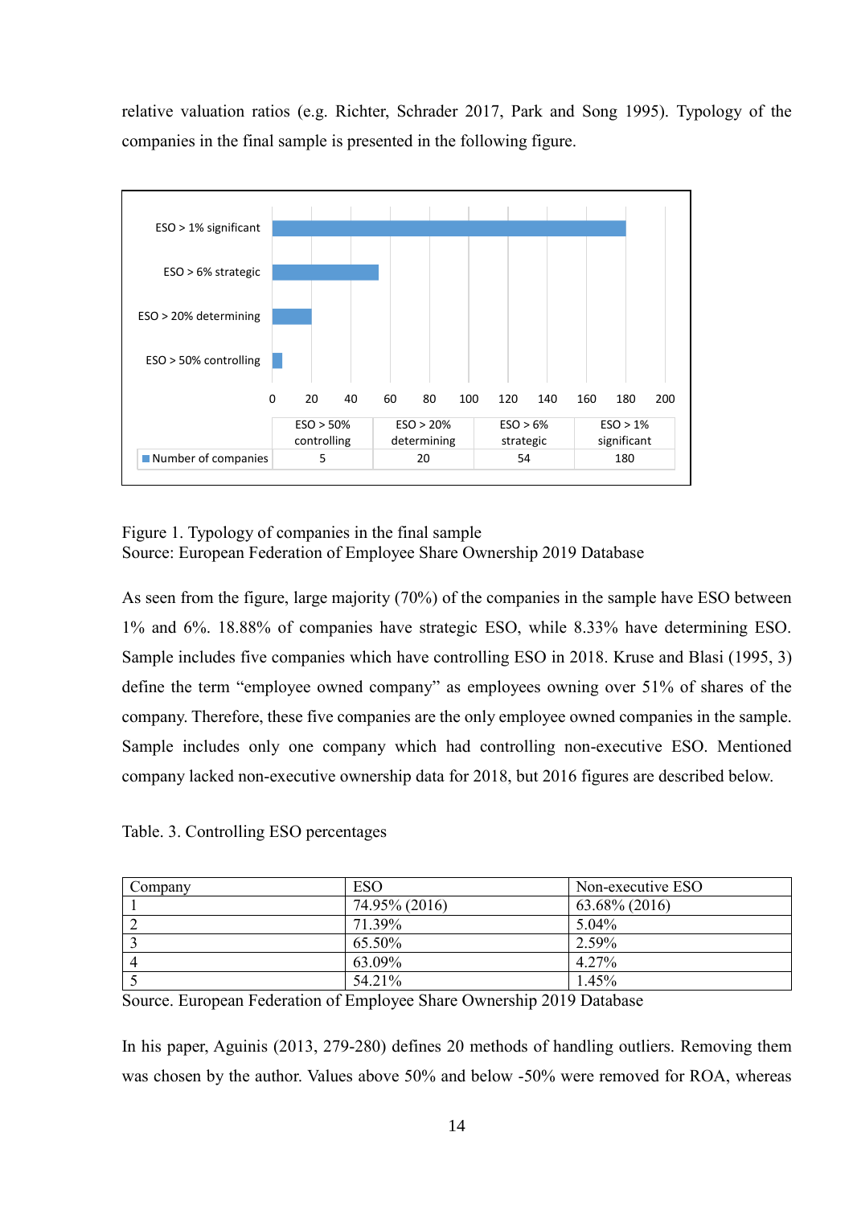relative valuation ratios (e.g. Richter, Schrader 2017, Park and Song 1995). Typology of the companies in the final sample is presented in the following figure.

| | ESO > 50% controlling | ESO > 20% determining | ESO > 6% strategic | ESO > 1% significant |
|---|---|---|---|---|
| Number of companies | 5 | 20 | 54 | 180 |

Figure 1. Typology of companies in the final sample
Source: European Federation of Employee Share Ownership 2019 Database

As seen from the figure, large majority (70%) of the companies in the sample have ESO between 1% and 6%. 18.88% of companies have strategic ESO, while 8.33% have determining ESO. Sample includes five companies which have controlling ESO in 2018. Kruse and Blasi (1995, 3) define the term "employee owned company" as employees owning over 51% of shares of the company. Therefore, these five companies are the only employee owned companies in the sample. Sample includes only one company which had controlling non-executive ESO. Mentioned company lacked non-executive ownership data for 2018, but 2016 figures are described below.

Table. 3. Controlling ESO percentages

| Company | ESO | Non-executive ESO |
|---|---|---|
| 1 | 74.95% (2016) | 63.68% (2016) |
| 2 | 71.39% | 5.04% |
| 3 | 65.50% | 2.59% |
| 4 | 63.09% | 4.27% |
| 5 | 54.21% | 1.45% |

Source. European Federation of Employee Share Ownership 2019 Database

In his paper, Aguinis (2013, 279-280) defines 20 methods of handling outliers. Removing them was chosen by the author. Values above 50% and below -50% were removed for ROA, whereas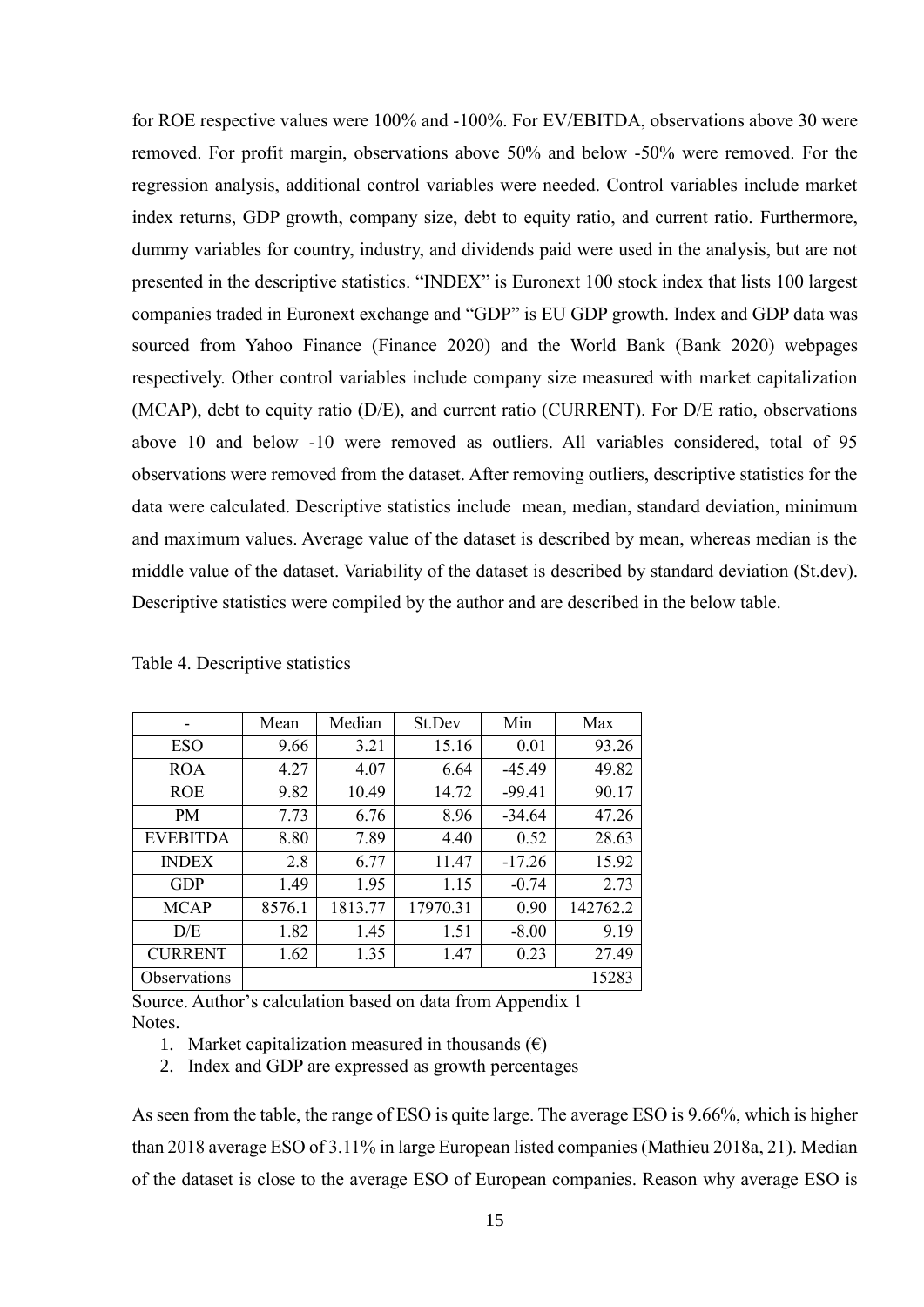for ROE respective values were 100% and -100%. For EV/EBITDA, observations above 30 were removed. For profit margin, observations above 50% and below -50% were removed. For the regression analysis, additional control variables were needed. Control variables include market index returns, GDP growth, company size, debt to equity ratio, and current ratio. Furthermore, dummy variables for country, industry, and dividends paid were used in the analysis, but are not presented in the descriptive statistics. "INDEX" is Euronext 100 stock index that lists 100 largest companies traded in Euronext exchange and "GDP" is EU GDP growth. Index and GDP data was sourced from Yahoo Finance (Finance 2020) and the World Bank (Bank 2020) webpages respectively. Other control variables include company size measured with market capitalization (MCAP), debt to equity ratio (D/E), and current ratio (CURRENT). For D/E ratio, observations above 10 and below -10 were removed as outliers. All variables considered, total of 95 observations were removed from the dataset. After removing outliers, descriptive statistics for the data were calculated. Descriptive statistics include mean, median, standard deviation, minimum and maximum values. Average value of the dataset is described by mean, whereas median is the middle value of the dataset. Variability of the dataset is described by standard deviation (St.dev). Descriptive statistics were compiled by the author and are described in the below table.

Table 4. Descriptive statistics

| - | Mean | Median | St.Dev | Min | Max |
|---|---|---|---|---|---|
| ESO | 9.66 | 3.21 | 15.16 | 0.01 | 93.26 |
| ROA | 4.27 | 4.07 | 6.64 | -45.49 | 49.82 |
| ROE | 9.82 | 10.49 | 14.72 | -99.41 | 90.17 |
| PM | 7.73 | 6.76 | 8.96 | -34.64 | 47.26 |
| EVEBITDA | 8.80 | 7.89 | 4.40 | 0.52 | 28.63 |
| INDEX | 2.8 | 6.77 | 11.47 | -17.26 | 15.92 |
| GDP | 1.49 | 1.95 | 1.15 | -0.74 | 2.73 |
| MCAP | 8576.1 | 1813.77 | 17970.31 | 0.90 | 142762.2 |
| D/E | 1.82 | 1.45 | 1.51 | -8.00 | 9.19 |
| CURRENT | 1.62 | 1.35 | 1.47 | 0.23 | 27.49 |
| Observations | | | | | 15283 |

Source. Author's calculation based on data from Appendix 1

Notes.

1. Market capitalization measured in thousands (€)
2. Index and GDP are expressed as growth percentages

As seen from the table, the range of ESO is quite large. The average ESO is 9.66%, which is higher than 2018 average ESO of 3.11% in large European listed companies (Mathieu 2018a, 21). Median of the dataset is close to the average ESO of European companies. Reason why average ESO is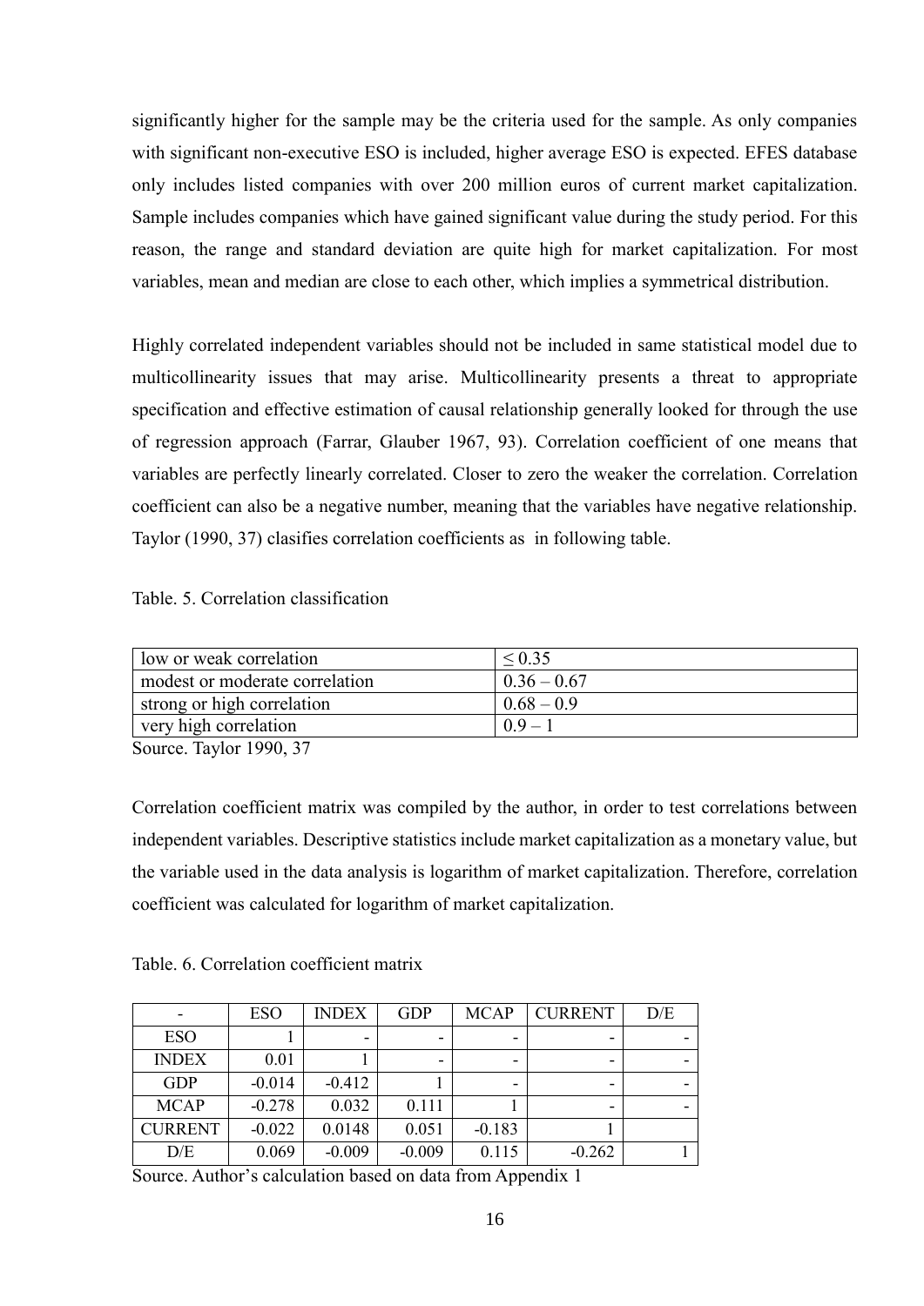significantly higher for the sample may be the criteria used for the sample. As only companies with significant non-executive ESO is included, higher average ESO is expected. EFES database only includes listed companies with over 200 million euros of current market capitalization. Sample includes companies which have gained significant value during the study period. For this reason, the range and standard deviation are quite high for market capitalization. For most variables, mean and median are close to each other, which implies a symmetrical distribution.

Highly correlated independent variables should not be included in same statistical model due to multicollinearity issues that may arise. Multicollinearity presents a threat to appropriate specification and effective estimation of causal relationship generally looked for through the use of regression approach (Farrar, Glauber 1967, 93). Correlation coefficient of one means that variables are perfectly linearly correlated. Closer to zero the weaker the correlation. Correlation coefficient can also be a negative number, meaning that the variables have negative relationship. Taylor (1990, 37) clasifies correlation coefficients as  in following table.

Table. 5. Correlation classification

| | |
|---|---|
| low or weak correlation | ≤ 0.35 |
| modest or moderate correlation | 0.36 – 0.67 |
| strong or high correlation | 0.68 – 0.9 |
| very high correlation | 0.9 – 1 |

Source. Taylor 1990, 37

Correlation coefficient matrix was compiled by the author, in order to test correlations between independent variables. Descriptive statistics include market capitalization as a monetary value, but the variable used in the data analysis is logarithm of market capitalization. Therefore, correlation coefficient was calculated for logarithm of market capitalization.

Table. 6. Correlation coefficient matrix

| - | ESO | INDEX | GDP | MCAP | CURRENT | D/E |
|---|---|---|---|---|---|---|
| ESO | 1 | - | - | - | - | - |
| INDEX | 0.01 | 1 | - | - | - | - |
| GDP | -0.014 | -0.412 | 1 | - | - | - |
| MCAP | -0.278 | 0.032 | 0.111 | 1 | - | - |
| CURRENT | -0.022 | 0.0148 | 0.051 | -0.183 | 1 | |
| D/E | 0.069 | -0.009 | -0.009 | 0.115 | -0.262 | 1 |

Source. Author's calculation based on data from Appendix 1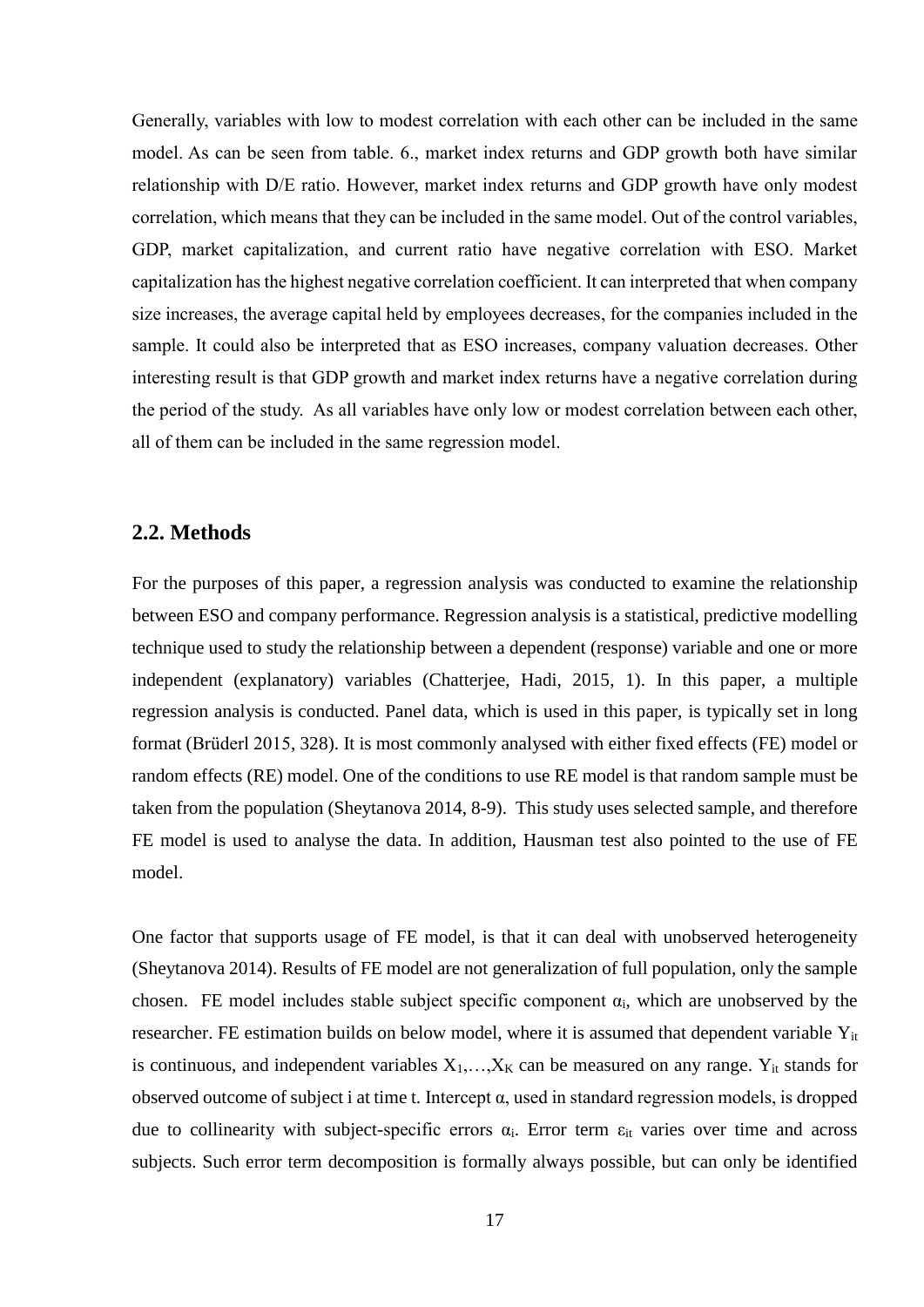Generally, variables with low to modest correlation with each other can be included in the same model. As can be seen from table. 6., market index returns and GDP growth both have similar relationship with D/E ratio. However, market index returns and GDP growth have only modest correlation, which means that they can be included in the same model. Out of the control variables, GDP, market capitalization, and current ratio have negative correlation with ESO. Market capitalization has the highest negative correlation coefficient. It can interpreted that when company size increases, the average capital held by employees decreases, for the companies included in the sample. It could also be interpreted that as ESO increases, company valuation decreases. Other interesting result is that GDP growth and market index returns have a negative correlation during the period of the study. As all variables have only low or modest correlation between each other, all of them can be included in the same regression model.

## 2.2. Methods

For the purposes of this paper, a regression analysis was conducted to examine the relationship between ESO and company performance. Regression analysis is a statistical, predictive modelling technique used to study the relationship between a dependent (response) variable and one or more independent (explanatory) variables (Chatterjee, Hadi, 2015, 1). In this paper, a multiple regression analysis is conducted. Panel data, which is used in this paper, is typically set in long format (Brüderl 2015, 328). It is most commonly analysed with either fixed effects (FE) model or random effects (RE) model. One of the conditions to use RE model is that random sample must be taken from the population (Sheytanova 2014, 8-9). This study uses selected sample, and therefore FE model is used to analyse the data. In addition, Hausman test also pointed to the use of FE model.

One factor that supports usage of FE model, is that it can deal with unobserved heterogeneity (Sheytanova 2014). Results of FE model are not generalization of full population, only the sample chosen. FE model includes stable subject specific component $\alpha_i$, which are unobserved by the researcher. FE estimation builds on below model, where it is assumed that dependent variable $Y_{it}$ is continuous, and independent variables $X_1,\ldots,X_K$ can be measured on any range. $Y_{it}$ stands for observed outcome of subject i at time t. Intercept $\alpha$, used in standard regression models, is dropped due to collinearity with subject-specific errors $\alpha_i$. Error term $\varepsilon_{it}$ varies over time and across subjects. Such error term decomposition is formally always possible, but can only be identified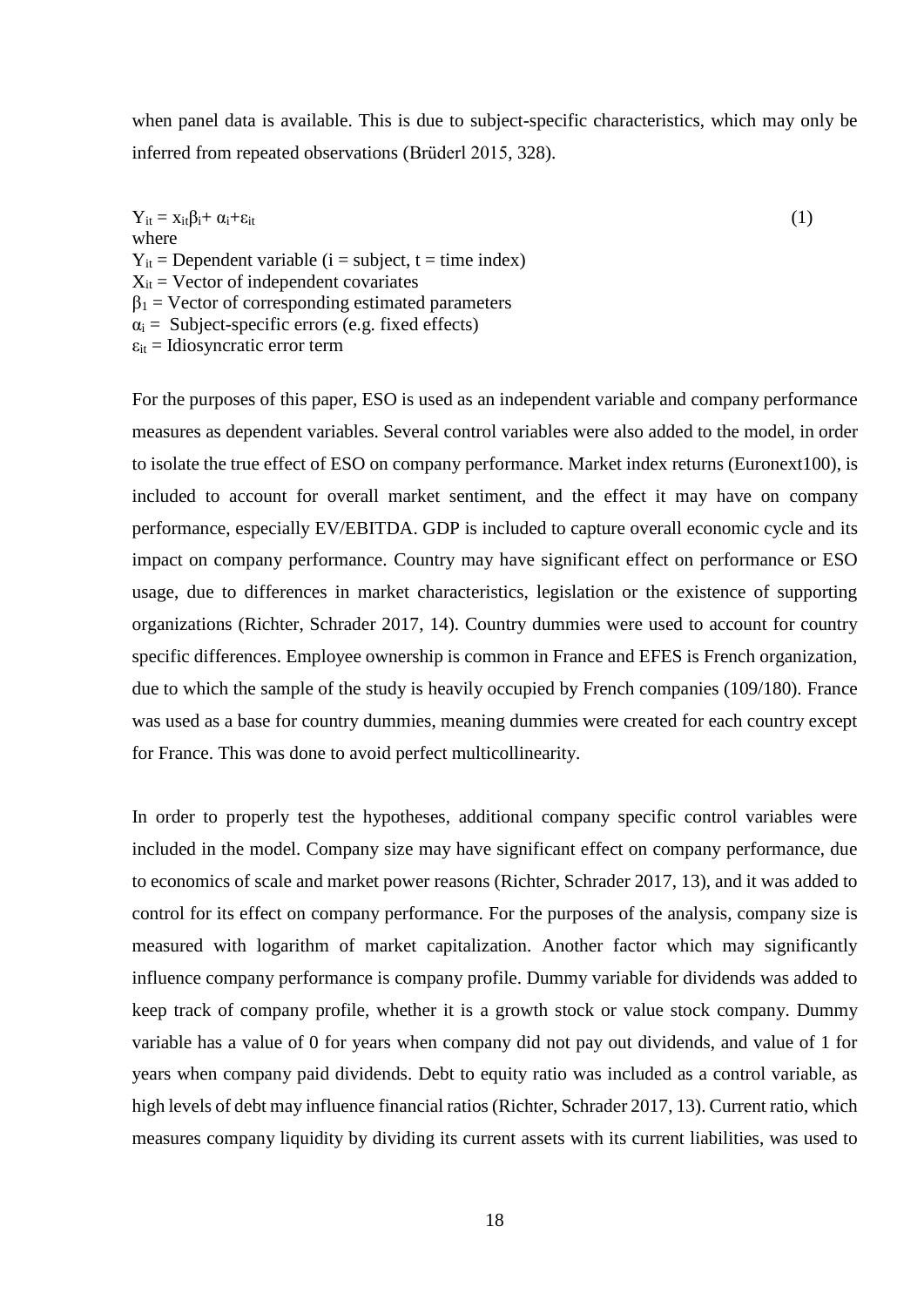when panel data is available. This is due to subject-specific characteristics, which may only be inferred from repeated observations (Brüderl 2015, 328).

$$Y_{it} = x_{it}\beta_i + \alpha_i + \varepsilon_{it} \tag{1}$$

where

$Y_{it}$ = Dependent variable (i = subject, t = time index)
$X_{it}$ = Vector of independent covariates
$\beta_1$ = Vector of corresponding estimated parameters
$\alpha_i$ = Subject-specific errors (e.g. fixed effects)
$\varepsilon_{it}$ = Idiosyncratic error term

For the purposes of this paper, ESO is used as an independent variable and company performance measures as dependent variables. Several control variables were also added to the model, in order to isolate the true effect of ESO on company performance. Market index returns (Euronext100), is included to account for overall market sentiment, and the effect it may have on company performance, especially EV/EBITDA. GDP is included to capture overall economic cycle and its impact on company performance. Country may have significant effect on performance or ESO usage, due to differences in market characteristics, legislation or the existence of supporting organizations (Richter, Schrader 2017, 14). Country dummies were used to account for country specific differences. Employee ownership is common in France and EFES is French organization, due to which the sample of the study is heavily occupied by French companies (109/180). France was used as a base for country dummies, meaning dummies were created for each country except for France. This was done to avoid perfect multicollinearity.

In order to properly test the hypotheses, additional company specific control variables were included in the model. Company size may have significant effect on company performance, due to economics of scale and market power reasons (Richter, Schrader 2017, 13), and it was added to control for its effect on company performance. For the purposes of the analysis, company size is measured with logarithm of market capitalization. Another factor which may significantly influence company performance is company profile. Dummy variable for dividends was added to keep track of company profile, whether it is a growth stock or value stock company. Dummy variable has a value of 0 for years when company did not pay out dividends, and value of 1 for years when company paid dividends. Debt to equity ratio was included as a control variable, as high levels of debt may influence financial ratios (Richter, Schrader 2017, 13). Current ratio, which measures company liquidity by dividing its current assets with its current liabilities, was used to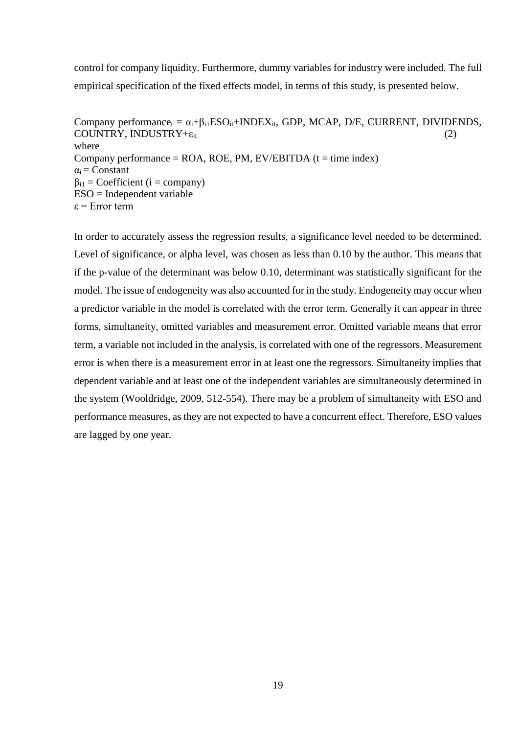control for company liquidity. Furthermore, dummy variables for industry were included. The full empirical specification of the fixed effects model, in terms of this study, is presented below.

$$\text{Company performance}_t = \alpha_i + \beta_{i1}\text{ESO}_{it} + \text{INDEX}_{it}, \text{GDP, MCAP, D/E, CURRENT, DIVIDENDS, COUNTRY, INDUSTRY} + \varepsilon_{it} \quad (2)$$

where

Company performance = ROA, ROE, PM, EV/EBITDA (t = time index)

$\alpha_i$ = Constant

$\beta_{i1}$ = Coefficient (i = company)

ESO = Independent variable

$\varepsilon$ = Error term

In order to accurately assess the regression results, a significance level needed to be determined. Level of significance, or alpha level, was chosen as less than 0.10 by the author. This means that if the p-value of the determinant was below 0.10, determinant was statistically significant for the model. The issue of endogeneity was also accounted for in the study. Endogeneity may occur when a predictor variable in the model is correlated with the error term. Generally it can appear in three forms, simultaneity, omitted variables and measurement error. Omitted variable means that error term, a variable not included in the analysis, is correlated with one of the regressors. Measurement error is when there is a measurement error in at least one the regressors. Simultaneity implies that dependent variable and at least one of the independent variables are simultaneously determined in the system (Wooldridge, 2009, 512-554). There may be a problem of simultaneity with ESO and performance measures, as they are not expected to have a concurrent effect. Therefore, ESO values are lagged by one year.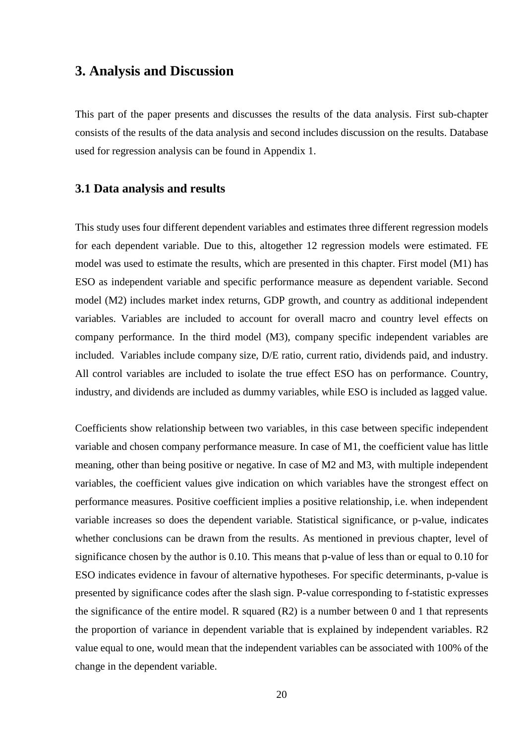## 3. Analysis and Discussion

This part of the paper presents and discusses the results of the data analysis. First sub-chapter consists of the results of the data analysis and second includes discussion on the results. Database used for regression analysis can be found in Appendix 1.

### 3.1 Data analysis and results

This study uses four different dependent variables and estimates three different regression models for each dependent variable. Due to this, altogether 12 regression models were estimated. FE model was used to estimate the results, which are presented in this chapter. First model (M1) has ESO as independent variable and specific performance measure as dependent variable. Second model (M2) includes market index returns, GDP growth, and country as additional independent variables. Variables are included to account for overall macro and country level effects on company performance. In the third model (M3), company specific independent variables are included. Variables include company size, D/E ratio, current ratio, dividends paid, and industry. All control variables are included to isolate the true effect ESO has on performance. Country, industry, and dividends are included as dummy variables, while ESO is included as lagged value.

Coefficients show relationship between two variables, in this case between specific independent variable and chosen company performance measure. In case of M1, the coefficient value has little meaning, other than being positive or negative. In case of M2 and M3, with multiple independent variables, the coefficient values give indication on which variables have the strongest effect on performance measures. Positive coefficient implies a positive relationship, i.e. when independent variable increases so does the dependent variable. Statistical significance, or p-value, indicates whether conclusions can be drawn from the results. As mentioned in previous chapter, level of significance chosen by the author is 0.10. This means that p-value of less than or equal to 0.10 for ESO indicates evidence in favour of alternative hypotheses. For specific determinants, p-value is presented by significance codes after the slash sign. P-value corresponding to f-statistic expresses the significance of the entire model. R squared (R2) is a number between 0 and 1 that represents the proportion of variance in dependent variable that is explained by independent variables. R2 value equal to one, would mean that the independent variables can be associated with 100% of the change in the dependent variable.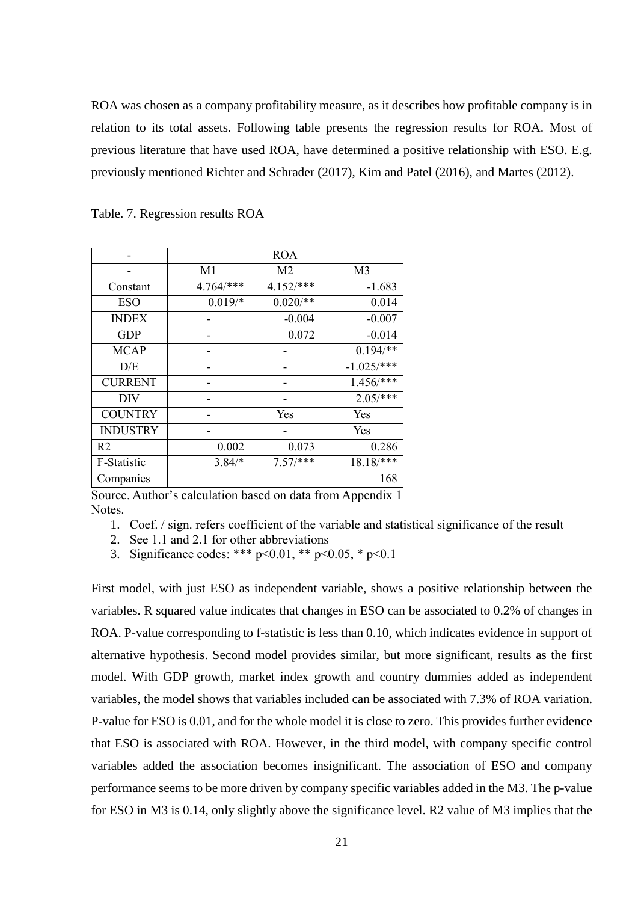ROA was chosen as a company profitability measure, as it describes how profitable company is in relation to its total assets. Following table presents the regression results for ROA. Most of previous literature that have used ROA, have determined a positive relationship with ESO. E.g. previously mentioned Richter and Schrader (2017), Kim and Patel (2016), and Martes (2012).

Table. 7. Regression results ROA

| - | ROA | | |
|---|---|---|---|
| - | M1 | M2 | M3 |
| Constant | 4.764/*** | 4.152/*** | -1.683 |
| ESO | 0.019/* | 0.020/** | 0.014 |
| INDEX | - | -0.004 | -0.007 |
| GDP | - | 0.072 | -0.014 |
| MCAP | - | - | 0.194/** |
| D/E | - | - | -1.025/*** |
| CURRENT | - | - | 1.456/*** |
| DIV | - | - | 2.05/*** |
| COUNTRY | - | Yes | Yes |
| INDUSTRY | - | - | Yes |
| R2 | 0.002 | 0.073 | 0.286 |
| F-Statistic | 3.84/* | 7.57/*** | 18.18/*** |
| Companies | 168 | | |

Source. Author's calculation based on data from Appendix 1

Notes.

1. Coef. / sign. refers coefficient of the variable and statistical significance of the result
2. See 1.1 and 2.1 for other abbreviations
3. Significance codes: *** $p<0.01$, ** $p<0.05$, * $p<0.1$

First model, with just ESO as independent variable, shows a positive relationship between the variables. R squared value indicates that changes in ESO can be associated to 0.2% of changes in ROA. P-value corresponding to f-statistic is less than 0.10, which indicates evidence in support of alternative hypothesis. Second model provides similar, but more significant, results as the first model. With GDP growth, market index growth and country dummies added as independent variables, the model shows that variables included can be associated with 7.3% of ROA variation. P-value for ESO is 0.01, and for the whole model it is close to zero. This provides further evidence that ESO is associated with ROA. However, in the third model, with company specific control variables added the association becomes insignificant. The association of ESO and company performance seems to be more driven by company specific variables added in the M3. The p-value for ESO in M3 is 0.14, only slightly above the significance level. R2 value of M3 implies that the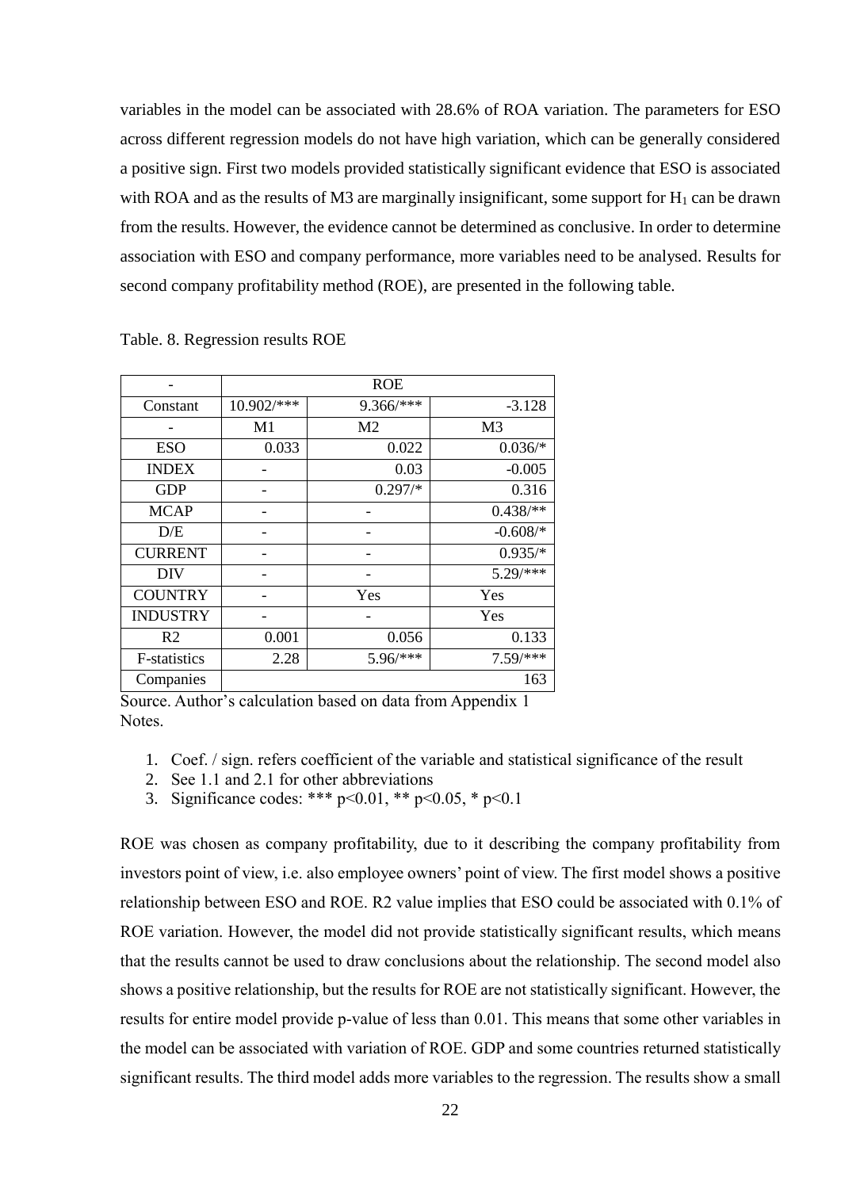variables in the model can be associated with 28.6% of ROA variation. The parameters for ESO across different regression models do not have high variation, which can be generally considered a positive sign. First two models provided statistically significant evidence that ESO is associated with ROA and as the results of M3 are marginally insignificant, some support for $H_1$ can be drawn from the results. However, the evidence cannot be determined as conclusive. In order to determine association with ESO and company performance, more variables need to be analysed. Results for second company profitability method (ROE), are presented in the following table.

Table. 8. Regression results ROE

| - | ROE | | |
|---|---|---|---|
| Constant | 10.902/*** | 9.366/*** | -3.128 |
| - | M1 | M2 | M3 |
| ESO | 0.033 | 0.022 | 0.036/* |
| INDEX | - | 0.03 | -0.005 |
| GDP | - | 0.297/* | 0.316 |
| MCAP | - | - | 0.438/** |
| D/E | - | - | -0.608/* |
| CURRENT | - | - | 0.935/* |
| DIV | - | - | 5.29/*** |
| COUNTRY | - | Yes | Yes |
| INDUSTRY | - | - | Yes |
| R2 | 0.001 | 0.056 | 0.133 |
| F-statistics | 2.28 | 5.96/*** | 7.59/*** |
| Companies | 163 | | |

Source. Author's calculation based on data from Appendix 1
Notes.

1. Coef. / sign. refers coefficient of the variable and statistical significance of the result
2. See 1.1 and 2.1 for other abbreviations
3. Significance codes: *** $p<0.01$, ** $p<0.05$, * $p<0.1$

ROE was chosen as company profitability, due to it describing the company profitability from investors point of view, i.e. also employee owners' point of view. The first model shows a positive relationship between ESO and ROE. R2 value implies that ESO could be associated with 0.1% of ROE variation. However, the model did not provide statistically significant results, which means that the results cannot be used to draw conclusions about the relationship. The second model also shows a positive relationship, but the results for ROE are not statistically significant. However, the results for entire model provide p-value of less than 0.01. This means that some other variables in the model can be associated with variation of ROE. GDP and some countries returned statistically significant results. The third model adds more variables to the regression. The results show a small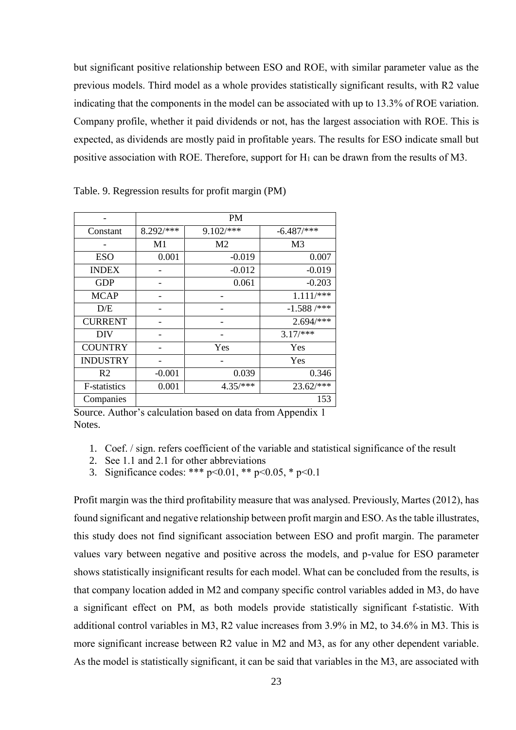but significant positive relationship between ESO and ROE, with similar parameter value as the previous models. Third model as a whole provides statistically significant results, with R2 value indicating that the components in the model can be associated with up to 13.3% of ROE variation. Company profile, whether it paid dividends or not, has the largest association with ROE. This is expected, as dividends are mostly paid in profitable years. The results for ESO indicate small but positive association with ROE. Therefore, support for $H_1$ can be drawn from the results of M3.

Table. 9. Regression results for profit margin (PM)

| - | PM | | |
|---|---|---|---|
| Constant | 8.292/*** | 9.102/*** | -6.487/*** |
| - | M1 | M2 | M3 |
| ESO | 0.001 | -0.019 | 0.007 |
| INDEX | - | -0.012 | -0.019 |
| GDP | - | 0.061 | -0.203 |
| MCAP | - | - | 1.111/*** |
| D/E | - | - | -1.588 /*** |
| CURRENT | - | - | 2.694/*** |
| DIV | - | - | 3.17/*** |
| COUNTRY | - | Yes | Yes |
| INDUSTRY | - | - | Yes |
| R2 | -0.001 | 0.039 | 0.346 |
| F-statistics | 0.001 | 4.35/*** | 23.62/*** |
| Companies | | | 153 |

Source. Author's calculation based on data from Appendix 1

Notes.

1. Coef. / sign. refers coefficient of the variable and statistical significance of the result
2. See 1.1 and 2.1 for other abbreviations
3. Significance codes: *** $p<0.01$, ** $p<0.05$, * $p<0.1$

Profit margin was the third profitability measure that was analysed. Previously, Martes (2012), has found significant and negative relationship between profit margin and ESO. As the table illustrates, this study does not find significant association between ESO and profit margin. The parameter values vary between negative and positive across the models, and p-value for ESO parameter shows statistically insignificant results for each model. What can be concluded from the results, is that company location added in M2 and company specific control variables added in M3, do have a significant effect on PM, as both models provide statistically significant f-statistic. With additional control variables in M3, R2 value increases from 3.9% in M2, to 34.6% in M3. This is more significant increase between R2 value in M2 and M3, as for any other dependent variable. As the model is statistically significant, it can be said that variables in the M3, are associated with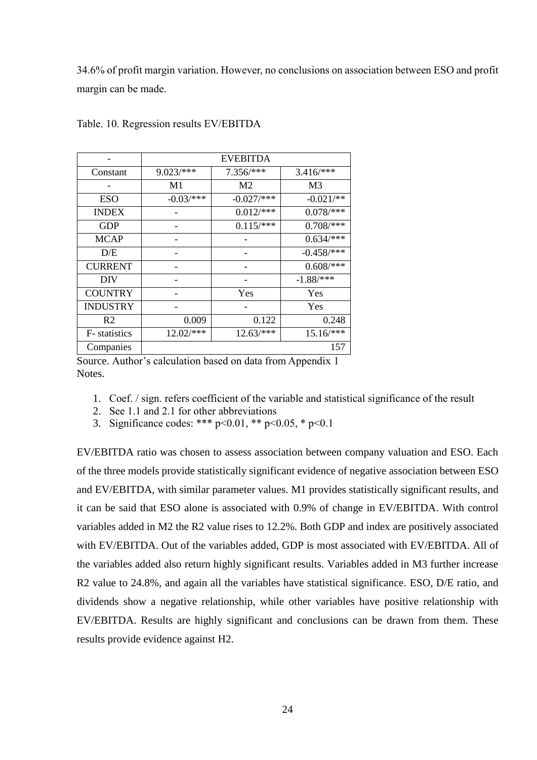34.6% of profit margin variation. However, no conclusions on association between ESO and profit margin can be made.

Table. 10. Regression results EV/EBITDA

| - | EVEBITDA | | |
|---|---|---|---|
| Constant | 9.023/*** | 7.356/*** | 3.416/*** |
| - | M1 | M2 | M3 |
| ESO | -0.03/*** | -0.027/*** | -0.021/** |
| INDEX | - | 0.012/*** | 0.078/*** |
| GDP | - | 0.115/*** | 0.708/*** |
| MCAP | - | - | 0.634/*** |
| D/E | - | - | -0.458/*** |
| CURRENT | - | - | 0.608/*** |
| DIV | - | - | -1.88/*** |
| COUNTRY | - | Yes | Yes |
| INDUSTRY | - | - | Yes |
| R2 | 0.009 | 0.122 | 0.248 |
| F- statistics | 12.02/*** | 12.63/*** | 15.16/*** |
| Companies | | | 157 |

Source. Author's calculation based on data from Appendix 1
Notes.

1. Coef. / sign. refers coefficient of the variable and statistical significance of the result
2. See 1.1 and 2.1 for other abbreviations
3. Significance codes: *** $p<0.01$, ** $p<0.05$, * $p<0.1$

EV/EBITDA ratio was chosen to assess association between company valuation and ESO. Each of the three models provide statistically significant evidence of negative association between ESO and EV/EBITDA, with similar parameter values. M1 provides statistically significant results, and it can be said that ESO alone is associated with 0.9% of change in EV/EBITDA. With control variables added in M2 the R2 value rises to 12.2%. Both GDP and index are positively associated with EV/EBITDA. Out of the variables added, GDP is most associated with EV/EBITDA. All of the variables added also return highly significant results. Variables added in M3 further increase R2 value to 24.8%, and again all the variables have statistical significance. ESO, D/E ratio, and dividends show a negative relationship, while other variables have positive relationship with EV/EBITDA. Results are highly significant and conclusions can be drawn from them. These results provide evidence against H2.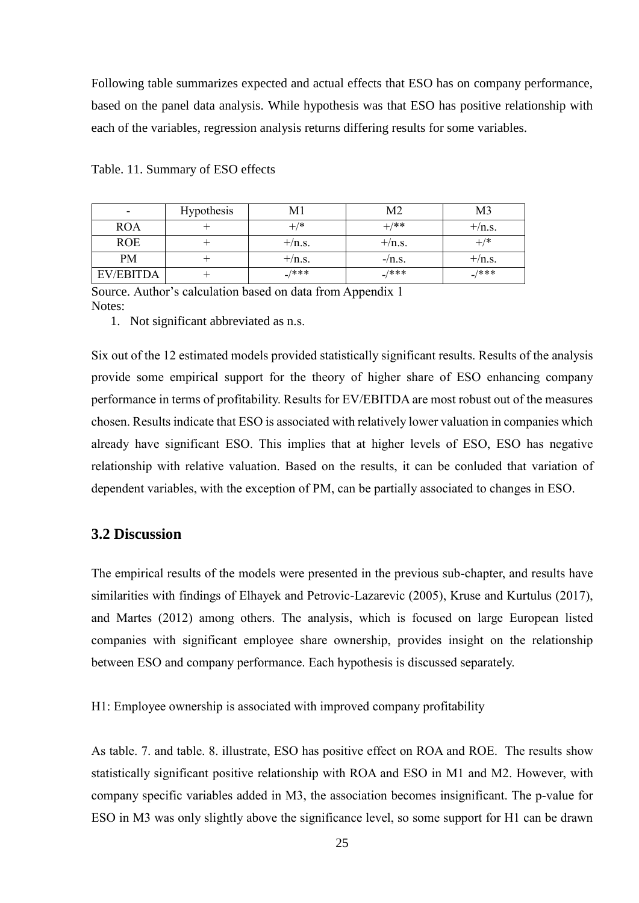Following table summarizes expected and actual effects that ESO has on company performance, based on the panel data analysis. While hypothesis was that ESO has positive relationship with each of the variables, regression analysis returns differing results for some variables.

Table. 11. Summary of ESO effects

| - | Hypothesis | M1 | M2 | M3 |
|---|---|---|---|---|
| ROA | + | +/* | +/** | +/n.s. |
| ROE | + | +/n.s. | +/n.s. | +/* |
| PM | + | +/n.s. | -/n.s. | +/n.s. |
| EV/EBITDA | + | -/*** | -/*** | -/*** |

Source. Author's calculation based on data from Appendix 1

Notes:

1. Not significant abbreviated as n.s.

Six out of the 12 estimated models provided statistically significant results. Results of the analysis provide some empirical support for the theory of higher share of ESO enhancing company performance in terms of profitability. Results for EV/EBITDA are most robust out of the measures chosen. Results indicate that ESO is associated with relatively lower valuation in companies which already have significant ESO. This implies that at higher levels of ESO, ESO has negative relationship with relative valuation. Based on the results, it can be conluded that variation of dependent variables, with the exception of PM, can be partially associated to changes in ESO.

## 3.2 Discussion

The empirical results of the models were presented in the previous sub-chapter, and results have similarities with findings of Elhayek and Petrovic-Lazarevic (2005), Kruse and Kurtulus (2017), and Martes (2012) among others. The analysis, which is focused on large European listed companies with significant employee share ownership, provides insight on the relationship between ESO and company performance. Each hypothesis is discussed separately.

H1: Employee ownership is associated with improved company profitability

As table. 7. and table. 8. illustrate, ESO has positive effect on ROA and ROE. The results show statistically significant positive relationship with ROA and ESO in M1 and M2. However, with company specific variables added in M3, the association becomes insignificant. The p-value for ESO in M3 was only slightly above the significance level, so some support for H1 can be drawn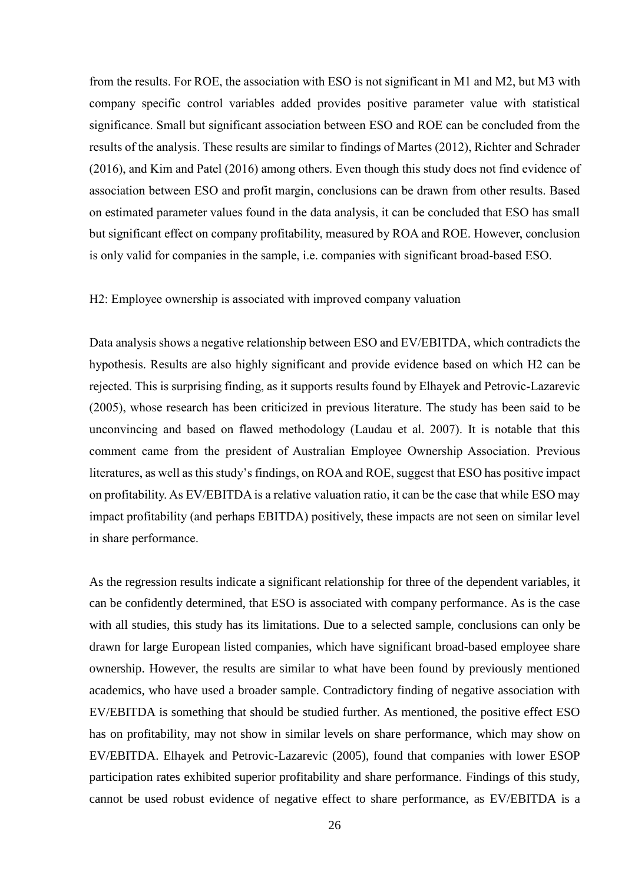from the results. For ROE, the association with ESO is not significant in M1 and M2, but M3 with company specific control variables added provides positive parameter value with statistical significance. Small but significant association between ESO and ROE can be concluded from the results of the analysis. These results are similar to findings of Martes (2012), Richter and Schrader (2016), and Kim and Patel (2016) among others. Even though this study does not find evidence of association between ESO and profit margin, conclusions can be drawn from other results. Based on estimated parameter values found in the data analysis, it can be concluded that ESO has small but significant effect on company profitability, measured by ROA and ROE. However, conclusion is only valid for companies in the sample, i.e. companies with significant broad-based ESO.

H2: Employee ownership is associated with improved company valuation

Data analysis shows a negative relationship between ESO and EV/EBITDA, which contradicts the hypothesis. Results are also highly significant and provide evidence based on which H2 can be rejected. This is surprising finding, as it supports results found by Elhayek and Petrovic-Lazarevic (2005), whose research has been criticized in previous literature. The study has been said to be unconvincing and based on flawed methodology (Laudau et al. 2007). It is notable that this comment came from the president of Australian Employee Ownership Association. Previous literatures, as well as this study's findings, on ROA and ROE, suggest that ESO has positive impact on profitability. As EV/EBITDA is a relative valuation ratio, it can be the case that while ESO may impact profitability (and perhaps EBITDA) positively, these impacts are not seen on similar level in share performance.

As the regression results indicate a significant relationship for three of the dependent variables, it can be confidently determined, that ESO is associated with company performance. As is the case with all studies, this study has its limitations. Due to a selected sample, conclusions can only be drawn for large European listed companies, which have significant broad-based employee share ownership. However, the results are similar to what have been found by previously mentioned academics, who have used a broader sample. Contradictory finding of negative association with EV/EBITDA is something that should be studied further. As mentioned, the positive effect ESO has on profitability, may not show in similar levels on share performance, which may show on EV/EBITDA. Elhayek and Petrovic-Lazarevic (2005), found that companies with lower ESOP participation rates exhibited superior profitability and share performance. Findings of this study, cannot be used robust evidence of negative effect to share performance, as EV/EBITDA is a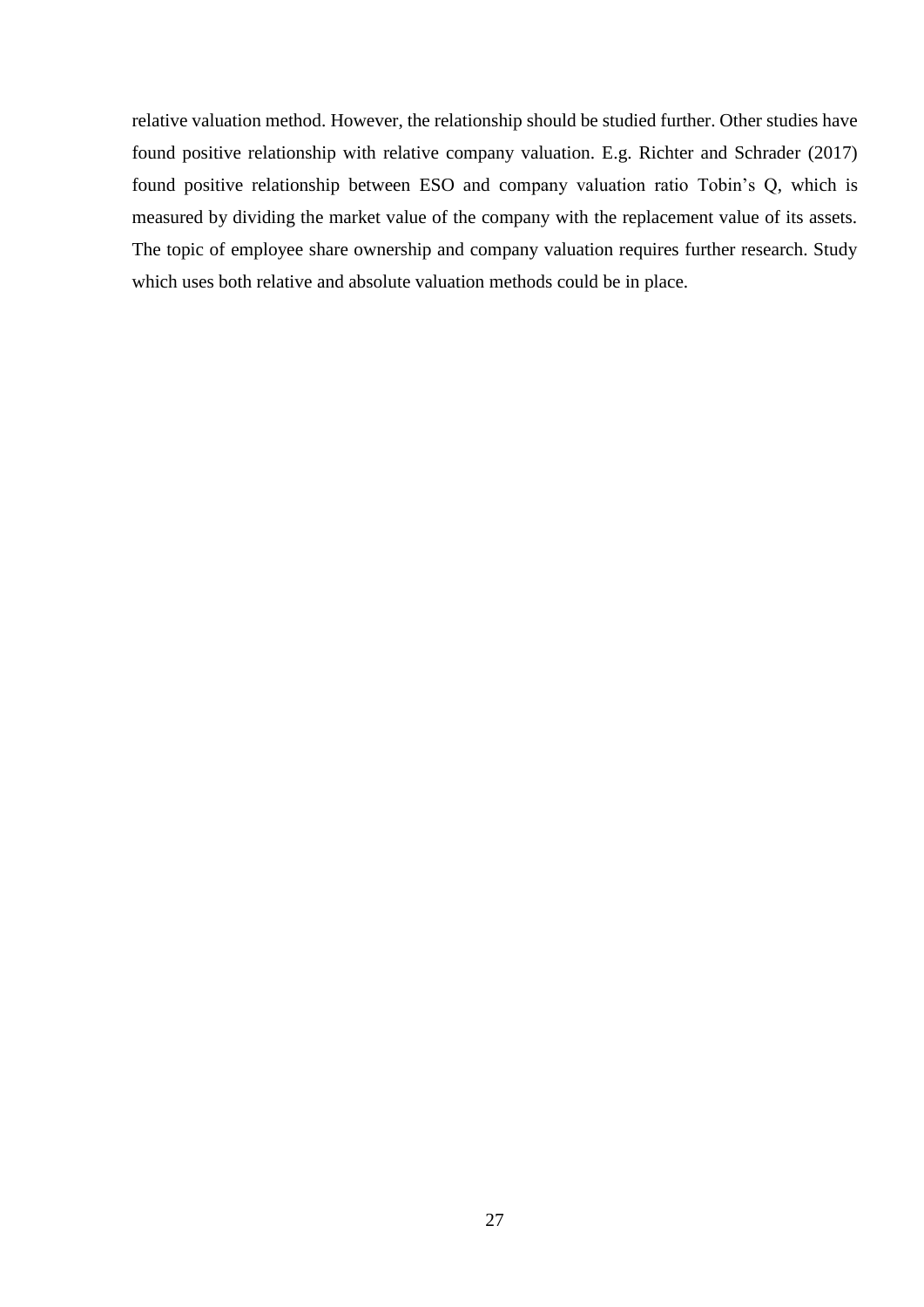relative valuation method. However, the relationship should be studied further. Other studies have found positive relationship with relative company valuation. E.g. Richter and Schrader (2017) found positive relationship between ESO and company valuation ratio Tobin's Q, which is measured by dividing the market value of the company with the replacement value of its assets. The topic of employee share ownership and company valuation requires further research. Study which uses both relative and absolute valuation methods could be in place.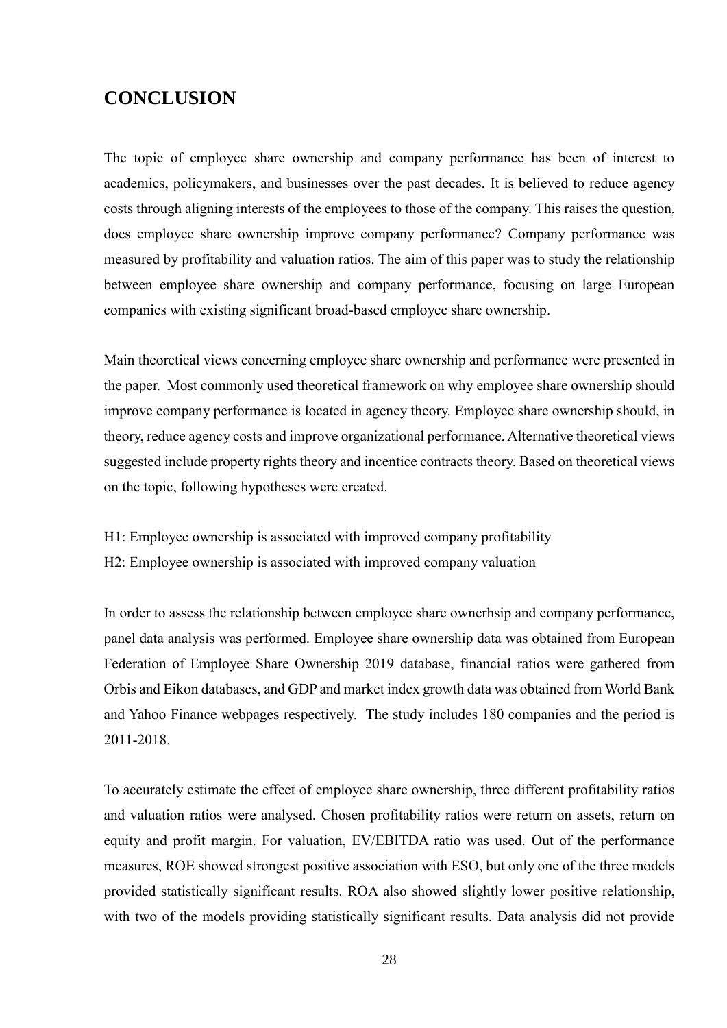# CONCLUSION

The topic of employee share ownership and company performance has been of interest to academics, policymakers, and businesses over the past decades. It is believed to reduce agency costs through aligning interests of the employees to those of the company. This raises the question, does employee share ownership improve company performance? Company performance was measured by profitability and valuation ratios. The aim of this paper was to study the relationship between employee share ownership and company performance, focusing on large European companies with existing significant broad-based employee share ownership.

Main theoretical views concerning employee share ownership and performance were presented in the paper. Most commonly used theoretical framework on why employee share ownership should improve company performance is located in agency theory. Employee share ownership should, in theory, reduce agency costs and improve organizational performance. Alternative theoretical views suggested include property rights theory and incentice contracts theory. Based on theoretical views on the topic, following hypotheses were created.

H1: Employee ownership is associated with improved company profitability
H2: Employee ownership is associated with improved company valuation

In order to assess the relationship between employee share ownerhsip and company performance, panel data analysis was performed. Employee share ownership data was obtained from European Federation of Employee Share Ownership 2019 database, financial ratios were gathered from Orbis and Eikon databases, and GDP and market index growth data was obtained from World Bank and Yahoo Finance webpages respectively. The study includes 180 companies and the period is 2011-2018.

To accurately estimate the effect of employee share ownership, three different profitability ratios and valuation ratios were analysed. Chosen profitability ratios were return on assets, return on equity and profit margin. For valuation, EV/EBITDA ratio was used. Out of the performance measures, ROE showed strongest positive association with ESO, but only one of the three models provided statistically significant results. ROA also showed slightly lower positive relationship, with two of the models providing statistically significant results. Data analysis did not provide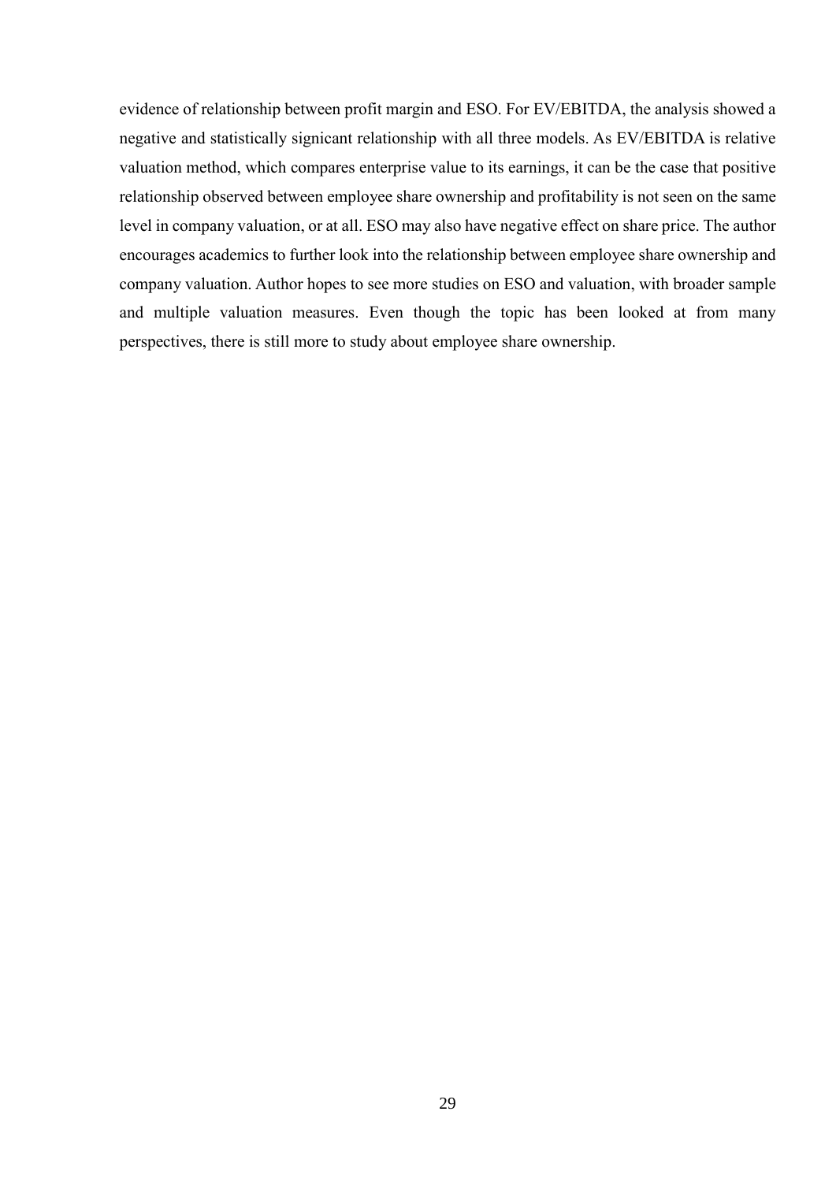evidence of relationship between profit margin and ESO. For EV/EBITDA, the analysis showed a negative and statistically signicant relationship with all three models. As EV/EBITDA is relative valuation method, which compares enterprise value to its earnings, it can be the case that positive relationship observed between employee share ownership and profitability is not seen on the same level in company valuation, or at all. ESO may also have negative effect on share price. The author encourages academics to further look into the relationship between employee share ownership and company valuation. Author hopes to see more studies on ESO and valuation, with broader sample and multiple valuation measures. Even though the topic has been looked at from many perspectives, there is still more to study about employee share ownership.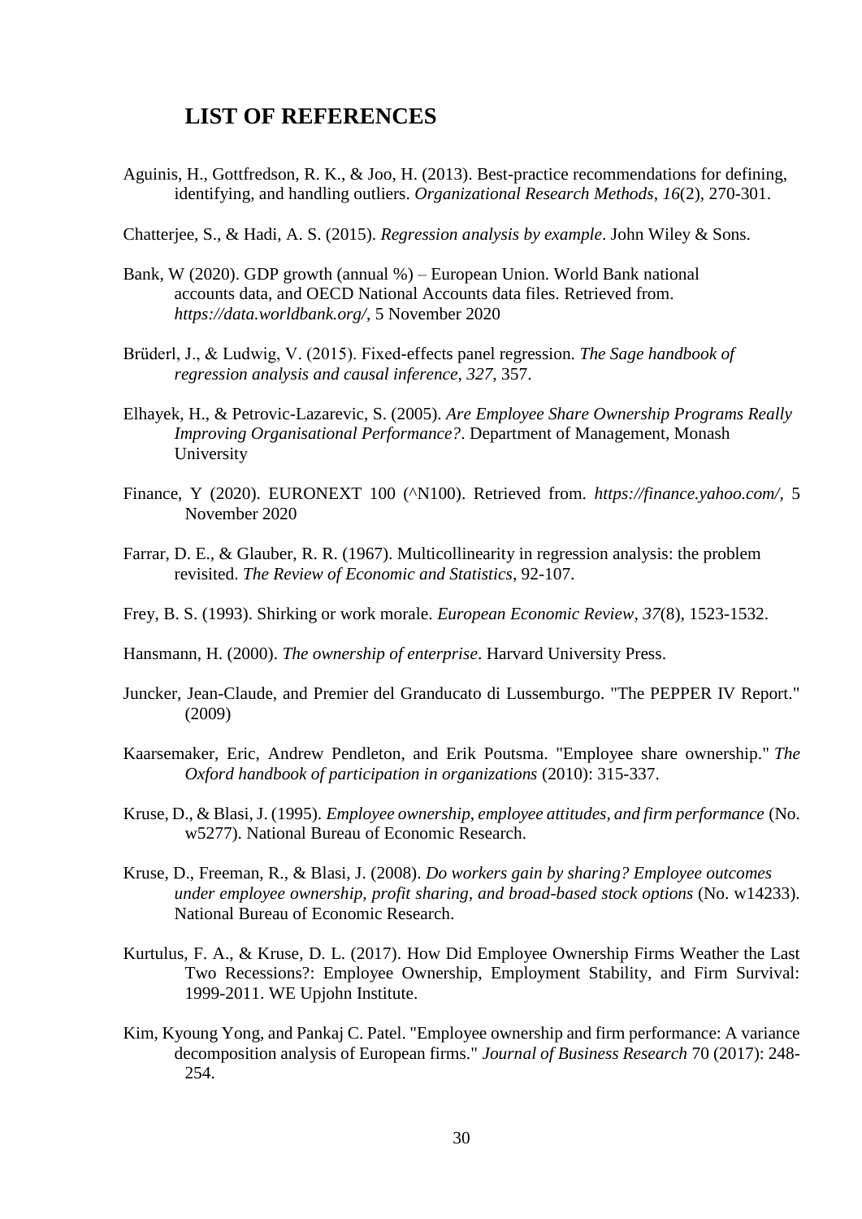# LIST OF REFERENCES

Aguinis, H., Gottfredson, R. K., & Joo, H. (2013). Best-practice recommendations for defining, identifying, and handling outliers. *Organizational Research Methods*, *16*(2), 270-301.

Chatterjee, S., & Hadi, A. S. (2015). *Regression analysis by example*. John Wiley & Sons.

Bank, W (2020). GDP growth (annual %) – European Union. World Bank national accounts data, and OECD National Accounts data files. Retrieved from. *https://data.worldbank.org/*, 5 November 2020

Brüderl, J., & Ludwig, V. (2015). Fixed-effects panel regression. *The Sage handbook of regression analysis and causal inference*, *327*, 357.

Elhayek, H., & Petrovic-Lazarevic, S. (2005). *Are Employee Share Ownership Programs Really Improving Organisational Performance?*. Department of Management, Monash University

Finance, Y (2020). EURONEXT 100 (^N100). Retrieved from. *https://finance.yahoo.com/,* 5 November 2020

Farrar, D. E., & Glauber, R. R. (1967). Multicollinearity in regression analysis: the problem revisited. *The Review of Economic and Statistics*, 92-107.

Frey, B. S. (1993). Shirking or work morale. *European Economic Review*, *37*(8), 1523-1532.

Hansmann, H. (2000). *The ownership of enterprise*. Harvard University Press.

Juncker, Jean-Claude, and Premier del Granducato di Lussemburgo. "The PEPPER IV Report." (2009)

Kaarsemaker, Eric, Andrew Pendleton, and Erik Poutsma. "Employee share ownership." *The Oxford handbook of participation in organizations* (2010): 315-337.

Kruse, D., & Blasi, J. (1995). *Employee ownership, employee attitudes, and firm performance* (No. w5277). National Bureau of Economic Research.

Kruse, D., Freeman, R., & Blasi, J. (2008). *Do workers gain by sharing? Employee outcomes under employee ownership, profit sharing, and broad-based stock options* (No. w14233). National Bureau of Economic Research.

Kurtulus, F. A., & Kruse, D. L. (2017). How Did Employee Ownership Firms Weather the Last Two Recessions?: Employee Ownership, Employment Stability, and Firm Survival: 1999-2011. WE Upjohn Institute.

Kim, Kyoung Yong, and Pankaj C. Patel. "Employee ownership and firm performance: A variance decomposition analysis of European firms." *Journal of Business Research* 70 (2017): 248-254.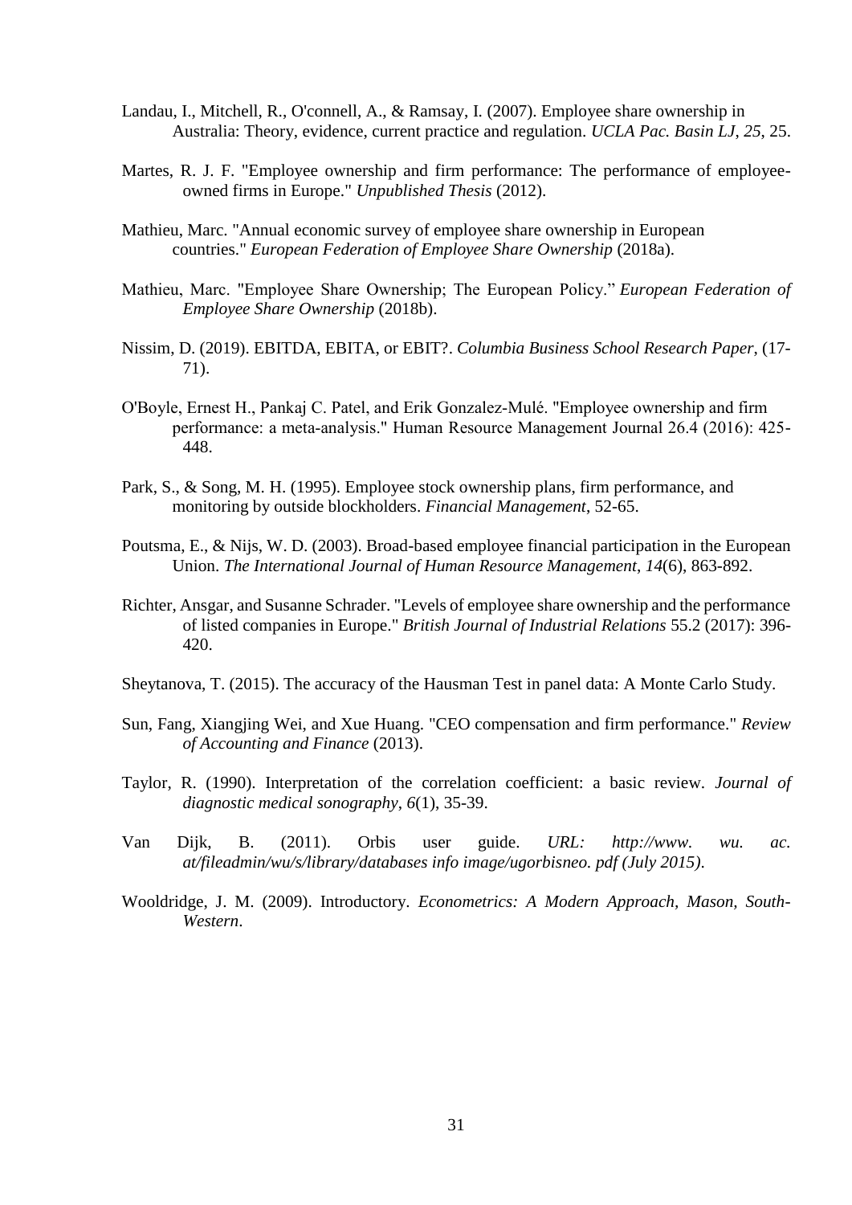Landau, I., Mitchell, R., O'connell, A., & Ramsay, I. (2007). Employee share ownership in Australia: Theory, evidence, current practice and regulation. *UCLA Pac. Basin LJ*, *25*, 25.

Martes, R. J. F. "Employee ownership and firm performance: The performance of employee-owned firms in Europe." *Unpublished Thesis* (2012).

Mathieu, Marc. "Annual economic survey of employee share ownership in European countries." *European Federation of Employee Share Ownership* (2018a).

Mathieu, Marc. "Employee Share Ownership; The European Policy." *European Federation of Employee Share Ownership* (2018b).

Nissim, D. (2019). EBITDA, EBITA, or EBIT?. *Columbia Business School Research Paper*, (17-71).

O'Boyle, Ernest H., Pankaj C. Patel, and Erik Gonzalez-Mulé. "Employee ownership and firm performance: a meta-analysis." Human Resource Management Journal 26.4 (2016): 425-448.

Park, S., & Song, M. H. (1995). Employee stock ownership plans, firm performance, and monitoring by outside blockholders. *Financial Management*, 52-65.

Poutsma, E., & Nijs, W. D. (2003). Broad-based employee financial participation in the European Union. *The International Journal of Human Resource Management*, *14*(6), 863-892.

Richter, Ansgar, and Susanne Schrader. "Levels of employee share ownership and the performance of listed companies in Europe." *British Journal of Industrial Relations* 55.2 (2017): 396-420.

Sheytanova, T. (2015). The accuracy of the Hausman Test in panel data: A Monte Carlo Study.

Sun, Fang, Xiangjing Wei, and Xue Huang. "CEO compensation and firm performance." *Review of Accounting and Finance* (2013).

Taylor, R. (1990). Interpretation of the correlation coefficient: a basic review. *Journal of diagnostic medical sonography*, *6*(1), 35-39.

Van Dijk, B. (2011). Orbis user guide. *URL: http://www. wu. ac. at/fileadmin/wu/s/library/databases info image/ugorbisneo. pdf (July 2015)*.

Wooldridge, J. M. (2009). Introductory. *Econometrics: A Modern Approach, Mason, South-Western*.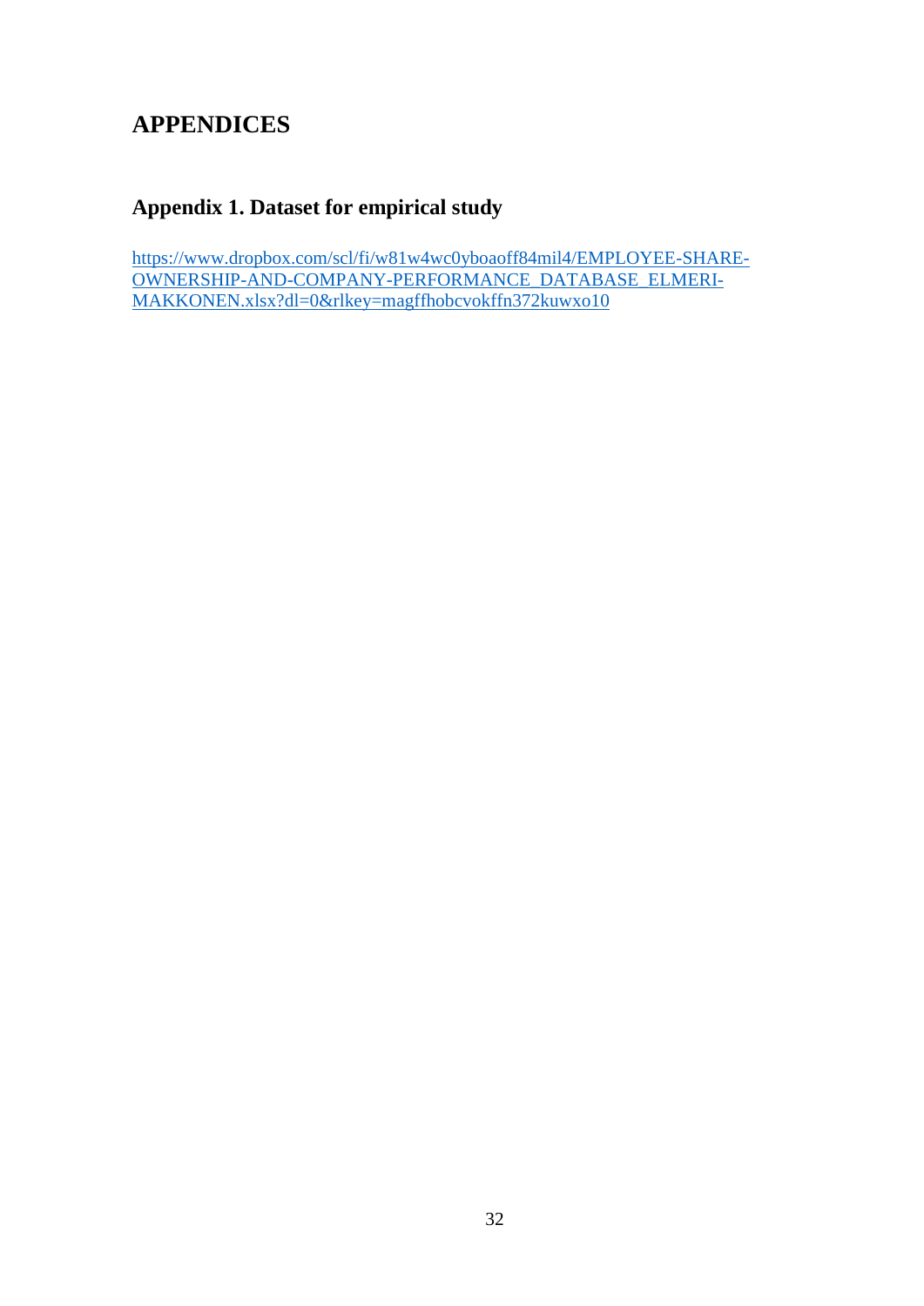# APPENDICES

## Appendix 1. Dataset for empirical study

https://www.dropbox.com/scl/fi/w81w4wc0yboaoff84mil4/EMPLOYEE-SHARE-OWNERSHIP-AND-COMPANY-PERFORMANCE_DATABASE_ELMERI-MAKKONEN.xlsx?dl=0&rlkey=magffhobcvokffn372kuwxo10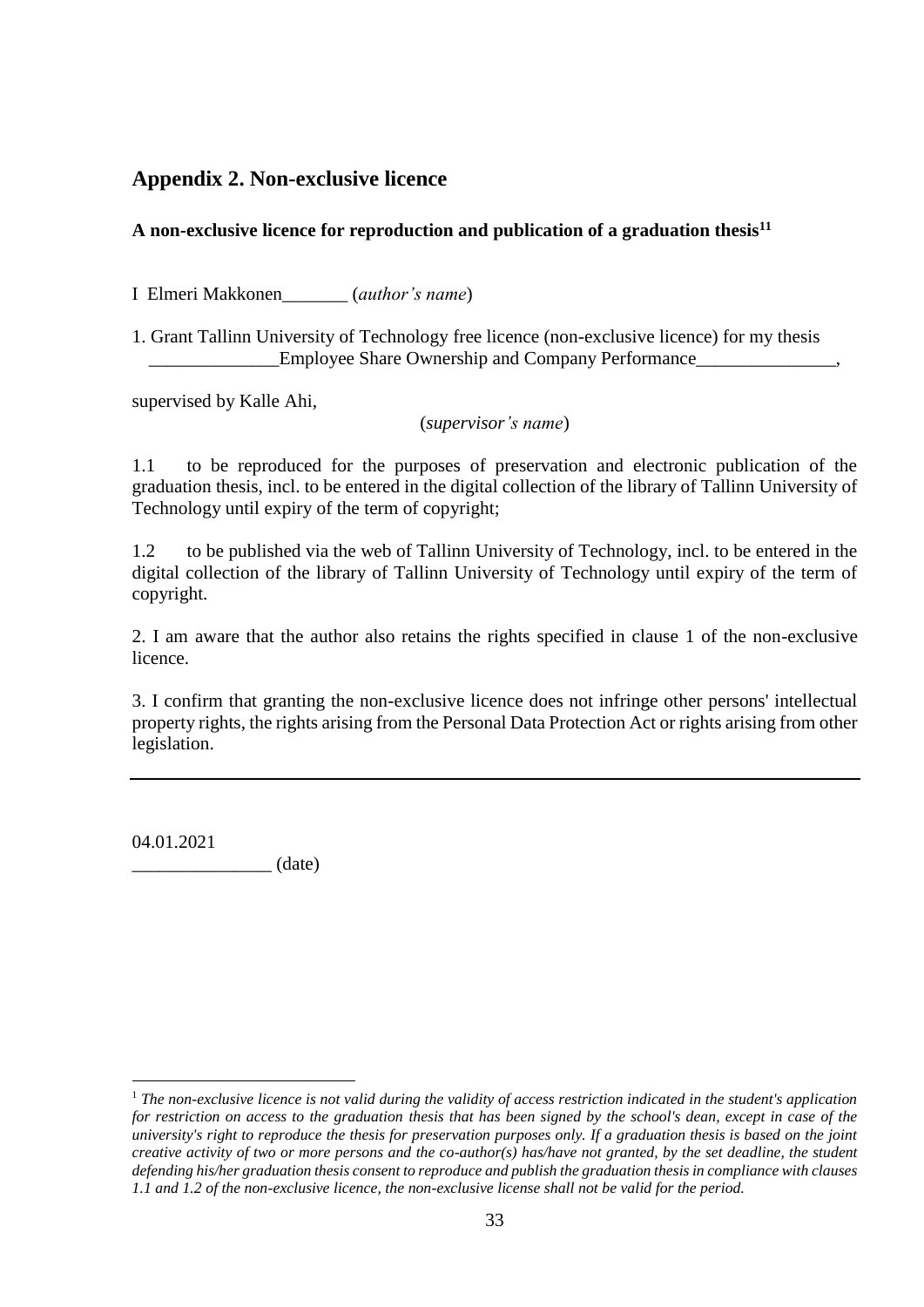## Appendix 2. Non-exclusive licence

**A non-exclusive licence for reproduction and publication of a graduation thesis[1]**

I Elmeri Makkonen_______ (*author's name*)

1. Grant Tallinn University of Technology free licence (non-exclusive licence) for my thesis
______________Employee Share Ownership and Company Performance_______________,

supervised by Kalle Ahi,

(*supervisor's name*)

1.1 to be reproduced for the purposes of preservation and electronic publication of the graduation thesis, incl. to be entered in the digital collection of the library of Tallinn University of Technology until expiry of the term of copyright;

1.2 to be published via the web of Tallinn University of Technology, incl. to be entered in the digital collection of the library of Tallinn University of Technology until expiry of the term of copyright.

2. I am aware that the author also retains the rights specified in clause 1 of the non-exclusive licence.

3. I confirm that granting the non-exclusive licence does not infringe other persons' intellectual property rights, the rights arising from the Personal Data Protection Act or rights arising from other legislation.

---

04.01.2021
_______________ (date)

[1] *The non-exclusive licence is not valid during the validity of access restriction indicated in the student's application for restriction on access to the graduation thesis that has been signed by the school's dean, except in case of the university's right to reproduce the thesis for preservation purposes only. If a graduation thesis is based on the joint creative activity of two or more persons and the co-author(s) has/have not granted, by the set deadline, the student defending his/her graduation thesis consent to reproduce and publish the graduation thesis in compliance with clauses 1.1 and 1.2 of the non-exclusive licence, the non-exclusive license shall not be valid for the period.*